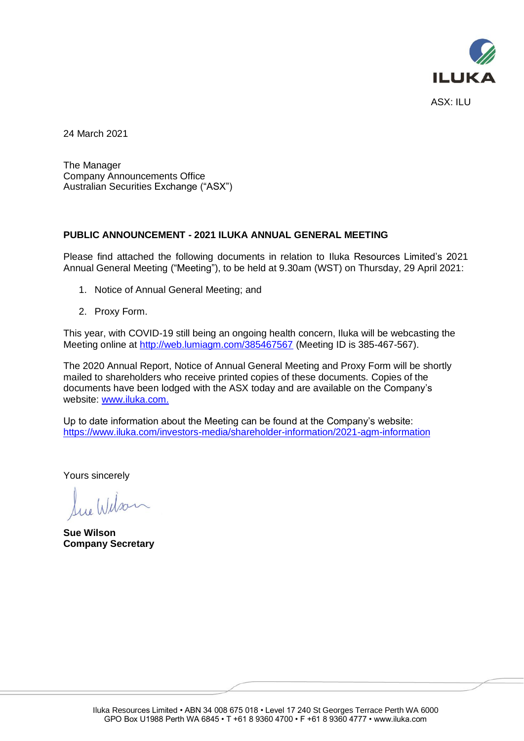ILUKA

ASX: ILU

24 March 2021

The Manager
Company Announcements Office
Australian Securities Exchange ("ASX")

**PUBLIC ANNOUNCEMENT - 2021 ILUKA ANNUAL GENERAL MEETING**

Please find attached the following documents in relation to Iluka Resources Limited's 2021 Annual General Meeting ("Meeting"), to be held at 9.30am (WST) on Thursday, 29 April 2021:

1. Notice of Annual General Meeting; and
2. Proxy Form.

This year, with COVID-19 still being an ongoing health concern, Iluka will be webcasting the Meeting online at http://web.lumiagm.com/385467567 (Meeting ID is 385-467-567).

The 2020 Annual Report, Notice of Annual General Meeting and Proxy Form will be shortly mailed to shareholders who receive printed copies of these documents. Copies of the documents have been lodged with the ASX today and are available on the Company's website: www.iluka.com.

Up to date information about the Meeting can be found at the Company's website: https://www.iluka.com/investors-media/shareholder-information/2021-agm-information

Yours sincerely

Sue Wilson

**Sue Wilson**
**Company Secretary**

Iluka Resources Limited • ABN 34 008 675 018 • Level 17 240 St Georges Terrace Perth WA 6000
GPO Box U1988 Perth WA 6845 • T +61 8 9360 4700 • F +61 8 9360 4777 • www.iluka.com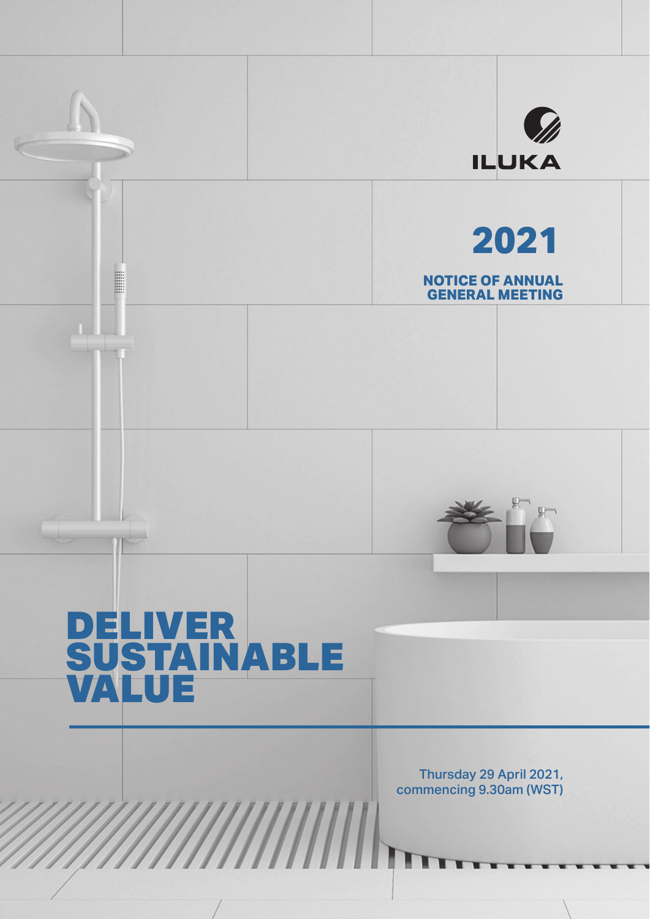ILUKA

# 2021

## NOTICE OF ANNUAL GENERAL MEETING

# DELIVER SUSTAINABLE VALUE

Thursday 29 April 2021, commencing 9.30am (WST)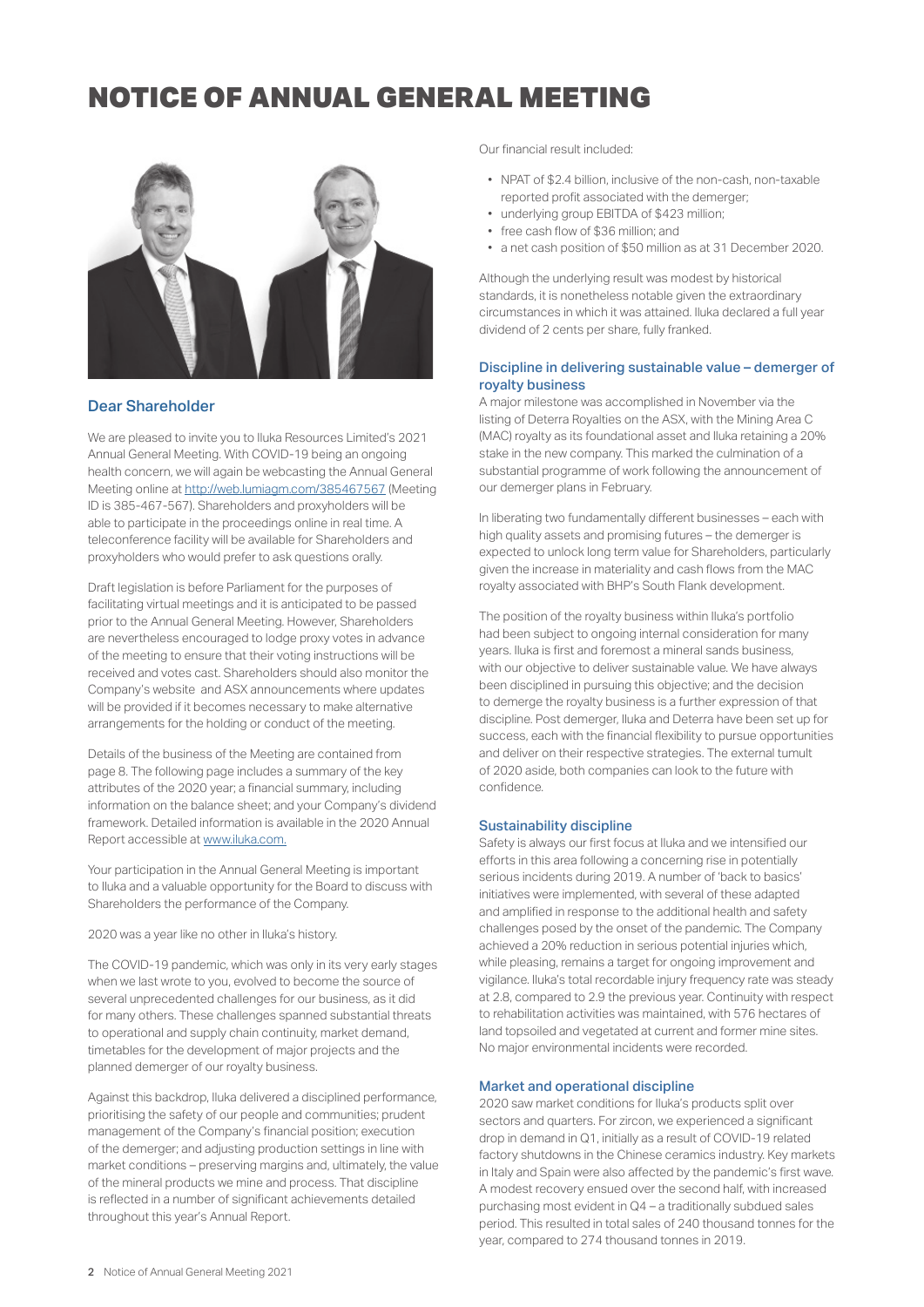# NOTICE OF ANNUAL GENERAL MEETING

## Dear Shareholder

We are pleased to invite you to Iluka Resources Limited's 2021 Annual General Meeting. With COVID-19 being an ongoing health concern, we will again be webcasting the Annual General Meeting online at http://web.lumiagm.com/385467567 (Meeting ID is 385-467-567). Shareholders and proxyholders will be able to participate in the proceedings online in real time. A teleconference facility will be available for Shareholders and proxyholders who would prefer to ask questions orally.

Draft legislation is before Parliament for the purposes of facilitating virtual meetings and it is anticipated to be passed prior to the Annual General Meeting. However, Shareholders are nevertheless encouraged to lodge proxy votes in advance of the meeting to ensure that their voting instructions will be received and votes cast. Shareholders should also monitor the Company's website and ASX announcements where updates will be provided if it becomes necessary to make alternative arrangements for the holding or conduct of the meeting.

Details of the business of the Meeting are contained from page 8. The following page includes a summary of the key attributes of the 2020 year; a financial summary, including information on the balance sheet; and your Company's dividend framework. Detailed information is available in the 2020 Annual Report accessible at www.iluka.com.

Your participation in the Annual General Meeting is important to Iluka and a valuable opportunity for the Board to discuss with Shareholders the performance of the Company.

2020 was a year like no other in Iluka's history.

The COVID-19 pandemic, which was only in its very early stages when we last wrote to you, evolved to become the source of several unprecedented challenges for our business, as it did for many others. These challenges spanned substantial threats to operational and supply chain continuity, market demand, timetables for the development of major projects and the planned demerger of our royalty business.

Against this backdrop, Iluka delivered a disciplined performance, prioritising the safety of our people and communities; prudent management of the Company's financial position; execution of the demerger; and adjusting production settings in line with market conditions – preserving margins and, ultimately, the value of the mineral products we mine and process. That discipline is reflected in a number of significant achievements detailed throughout this year's Annual Report.

Our financial result included:

- NPAT of $2.4 billion, inclusive of the non-cash, non-taxable reported profit associated with the demerger;
- underlying group EBITDA of $423 million;
- free cash flow of $36 million; and
- a net cash position of $50 million as at 31 December 2020.

Although the underlying result was modest by historical standards, it is nonetheless notable given the extraordinary circumstances in which it was attained. Iluka declared a full year dividend of 2 cents per share, fully franked.

### Discipline in delivering sustainable value – demerger of royalty business

A major milestone was accomplished in November via the listing of Deterra Royalties on the ASX, with the Mining Area C (MAC) royalty as its foundational asset and Iluka retaining a 20% stake in the new company. This marked the culmination of a substantial programme of work following the announcement of our demerger plans in February.

In liberating two fundamentally different businesses – each with high quality assets and promising futures – the demerger is expected to unlock long term value for Shareholders, particularly given the increase in materiality and cash flows from the MAC royalty associated with BHP's South Flank development.

The position of the royalty business within Iluka's portfolio had been subject to ongoing internal consideration for many years. Iluka is first and foremost a mineral sands business, with our objective to deliver sustainable value. We have always been disciplined in pursuing this objective; and the decision to demerge the royalty business is a further expression of that discipline. Post demerger, Iluka and Deterra have been set up for success, each with the financial flexibility to pursue opportunities and deliver on their respective strategies. The external tumult of 2020 aside, both companies can look to the future with confidence.

### Sustainability discipline

Safety is always our first focus at Iluka and we intensified our efforts in this area following a concerning rise in potentially serious incidents during 2019. A number of 'back to basics' initiatives were implemented, with several of these adapted and amplified in response to the additional health and safety challenges posed by the onset of the pandemic. The Company achieved a 20% reduction in serious potential injuries which, while pleasing, remains a target for ongoing improvement and vigilance. Iluka's total recordable injury frequency rate was steady at 2.8, compared to 2.9 the previous year. Continuity with respect to rehabilitation activities was maintained, with 576 hectares of land topsoiled and vegetated at current and former mine sites. No major environmental incidents were recorded.

### Market and operational discipline

2020 saw market conditions for Iluka's products split over sectors and quarters. For zircon, we experienced a significant drop in demand in Q1, initially as a result of COVID-19 related factory shutdowns in the Chinese ceramics industry. Key markets in Italy and Spain were also affected by the pandemic's first wave. A modest recovery ensued over the second half, with increased purchasing most evident in Q4 – a traditionally subdued sales period. This resulted in total sales of 240 thousand tonnes for the year, compared to 274 thousand tonnes in 2019.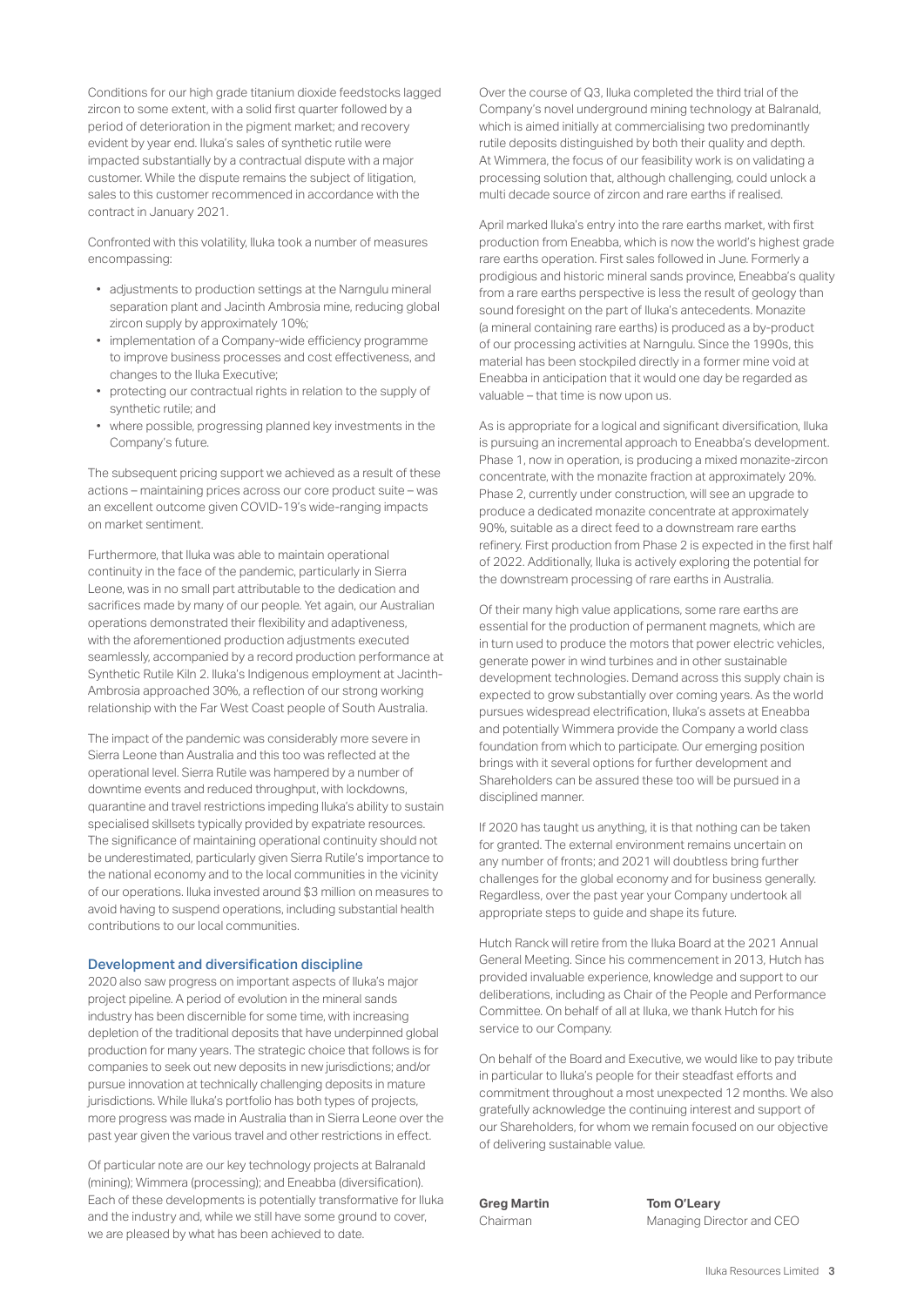Conditions for our high grade titanium dioxide feedstocks lagged zircon to some extent, with a solid first quarter followed by a period of deterioration in the pigment market; and recovery evident by year end. Iluka's sales of synthetic rutile were impacted substantially by a contractual dispute with a major customer. While the dispute remains the subject of litigation, sales to this customer recommenced in accordance with the contract in January 2021.

Confronted with this volatility, Iluka took a number of measures encompassing:

- adjustments to production settings at the Narngulu mineral separation plant and Jacinth Ambrosia mine, reducing global zircon supply by approximately 10%;
- implementation of a Company-wide efficiency programme to improve business processes and cost effectiveness, and changes to the Iluka Executive;
- protecting our contractual rights in relation to the supply of synthetic rutile; and
- where possible, progressing planned key investments in the Company's future.

The subsequent pricing support we achieved as a result of these actions – maintaining prices across our core product suite – was an excellent outcome given COVID-19's wide-ranging impacts on market sentiment.

Furthermore, that Iluka was able to maintain operational continuity in the face of the pandemic, particularly in Sierra Leone, was in no small part attributable to the dedication and sacrifices made by many of our people. Yet again, our Australian operations demonstrated their flexibility and adaptiveness, with the aforementioned production adjustments executed seamlessly, accompanied by a record production performance at Synthetic Rutile Kiln 2. Iluka's Indigenous employment at Jacinth-Ambrosia approached 30%, a reflection of our strong working relationship with the Far West Coast people of South Australia.

The impact of the pandemic was considerably more severe in Sierra Leone than Australia and this too was reflected at the operational level. Sierra Rutile was hampered by a number of downtime events and reduced throughput, with lockdowns, quarantine and travel restrictions impeding Iluka's ability to sustain specialised skillsets typically provided by expatriate resources. The significance of maintaining operational continuity should not be underestimated, particularly given Sierra Rutile's importance to the national economy and to the local communities in the vicinity of our operations. Iluka invested around $3 million on measures to avoid having to suspend operations, including substantial health contributions to our local communities.

## Development and diversification discipline

2020 also saw progress on important aspects of Iluka's major project pipeline. A period of evolution in the mineral sands industry has been discernible for some time, with increasing depletion of the traditional deposits that have underpinned global production for many years. The strategic choice that follows is for companies to seek out new deposits in new jurisdictions; and/or pursue innovation at technically challenging deposits in mature jurisdictions. While Iluka's portfolio has both types of projects, more progress was made in Australia than in Sierra Leone over the past year given the various travel and other restrictions in effect.

Of particular note are our key technology projects at Balranald (mining); Wimmera (processing); and Eneabba (diversification). Each of these developments is potentially transformative for Iluka and the industry and, while we still have some ground to cover, we are pleased by what has been achieved to date.

Over the course of Q3, Iluka completed the third trial of the Company's novel underground mining technology at Balranald, which is aimed initially at commercialising two predominantly rutile deposits distinguished by both their quality and depth. At Wimmera, the focus of our feasibility work is on validating a processing solution that, although challenging, could unlock a multi decade source of zircon and rare earths if realised.

April marked Iluka's entry into the rare earths market, with first production from Eneabba, which is now the world's highest grade rare earths operation. First sales followed in June. Formerly a prodigious and historic mineral sands province, Eneabba's quality from a rare earths perspective is less the result of geology than sound foresight on the part of Iluka's antecedents. Monazite (a mineral containing rare earths) is produced as a by-product of our processing activities at Narngulu. Since the 1990s, this material has been stockpiled directly in a former mine void at Eneabba in anticipation that it would one day be regarded as valuable – that time is now upon us.

As is appropriate for a logical and significant diversification, Iluka is pursuing an incremental approach to Eneabba's development. Phase 1, now in operation, is producing a mixed monazite-zircon concentrate, with the monazite fraction at approximately 20%. Phase 2, currently under construction, will see an upgrade to produce a dedicated monazite concentrate at approximately 90%, suitable as a direct feed to a downstream rare earths refinery. First production from Phase 2 is expected in the first half of 2022. Additionally, Iluka is actively exploring the potential for the downstream processing of rare earths in Australia.

Of their many high value applications, some rare earths are essential for the production of permanent magnets, which are in turn used to produce the motors that power electric vehicles, generate power in wind turbines and in other sustainable development technologies. Demand across this supply chain is expected to grow substantially over coming years. As the world pursues widespread electrification, Iluka's assets at Eneabba and potentially Wimmera provide the Company a world class foundation from which to participate. Our emerging position brings with it several options for further development and Shareholders can be assured these too will be pursued in a disciplined manner.

If 2020 has taught us anything, it is that nothing can be taken for granted. The external environment remains uncertain on any number of fronts; and 2021 will doubtless bring further challenges for the global economy and for business generally. Regardless, over the past year your Company undertook all appropriate steps to guide and shape its future.

Hutch Ranck will retire from the Iluka Board at the 2021 Annual General Meeting. Since his commencement in 2013, Hutch has provided invaluable experience, knowledge and support to our deliberations, including as Chair of the People and Performance Committee. On behalf of all at Iluka, we thank Hutch for his service to our Company.

On behalf of the Board and Executive, we would like to pay tribute in particular to Iluka's people for their steadfast efforts and commitment throughout a most unexpected 12 months. We also gratefully acknowledge the continuing interest and support of our Shareholders, for whom we remain focused on our objective of delivering sustainable value.

**Greg Martin**
Chairman

**Tom O'Leary**
Managing Director and CEO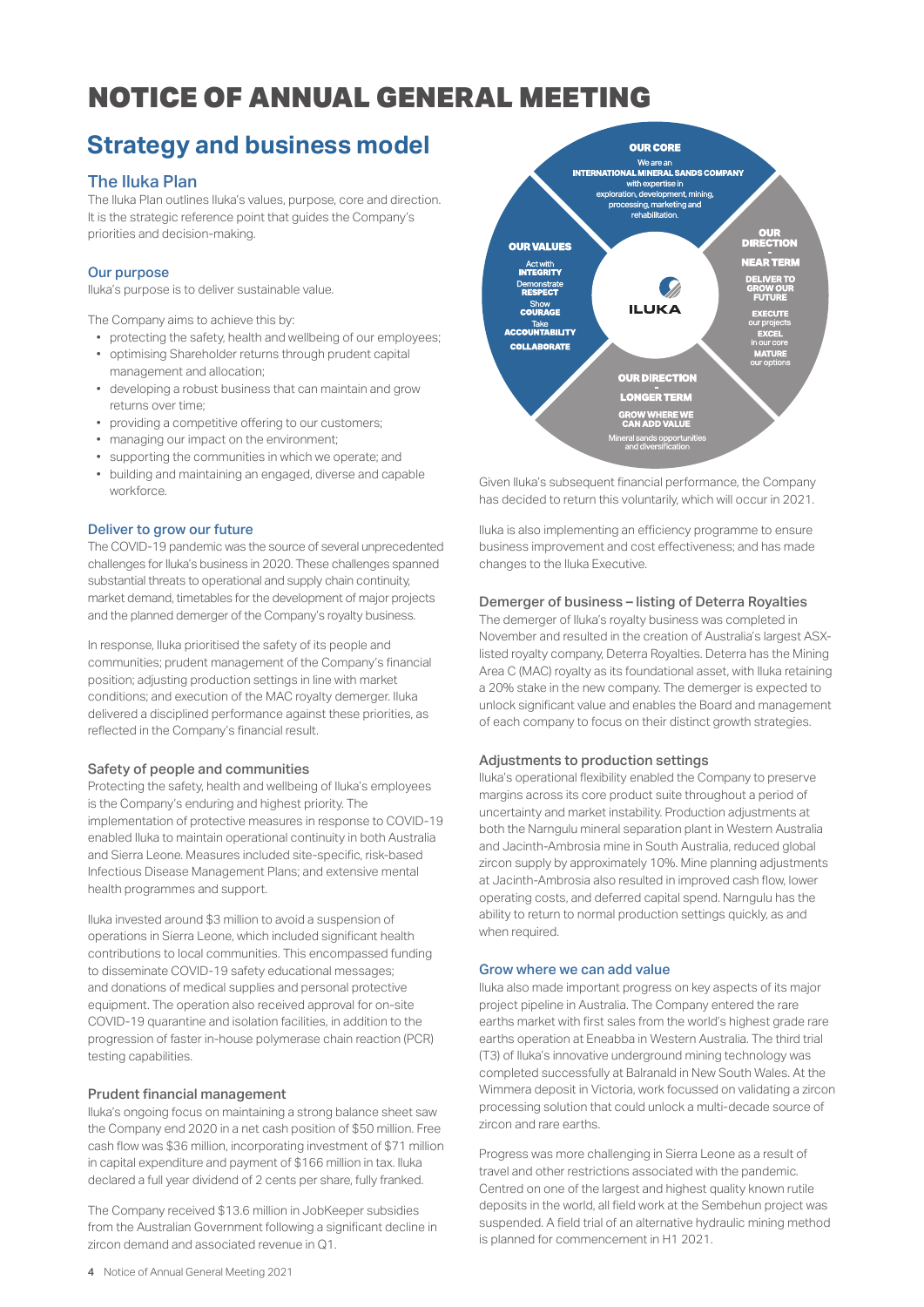# NOTICE OF ANNUAL GENERAL MEETING

## Strategy and business model

### The Iluka Plan

The Iluka Plan outlines Iluka's values, purpose, core and direction. It is the strategic reference point that guides the Company's priorities and decision-making.

#### Our purpose

Iluka's purpose is to deliver sustainable value.

The Company aims to achieve this by:

- protecting the safety, health and wellbeing of our employees;
- optimising Shareholder returns through prudent capital management and allocation;
- developing a robust business that can maintain and grow returns over time;
- providing a competitive offering to our customers;
- managing our impact on the environment;
- supporting the communities in which we operate; and
- building and maintaining an engaged, diverse and capable workforce.

**OUR CORE**
We are an **INTERNATIONAL MINERAL SANDS COMPANY** with expertise in exploration, development, mining, processing, marketing and rehabilitation.

**OUR VALUES**
Act with **INTEGRITY**
Demonstrate **RESPECT**
Show **COURAGE**
Take **ACCOUNTABILITY**
**COLLABORATE**

**OUR DIRECTION – NEAR TERM**
**DELIVER TO GROW OUR FUTURE**
**EXECUTE** our projects
**EXCEL** in our core
**MATURE** our options

**OUR DIRECTION – LONGER TERM**
**GROW WHERE WE CAN ADD VALUE**
Mineral sands opportunities and diversification

#### Deliver to grow our future

The COVID-19 pandemic was the source of several unprecedented challenges for Iluka's business in 2020. These challenges spanned substantial threats to operational and supply chain continuity, market demand, timetables for the development of major projects and the planned demerger of the Company's royalty business.

In response, Iluka prioritised the safety of its people and communities; prudent management of the Company's financial position; adjusting production settings in line with market conditions; and execution of the MAC royalty demerger. Iluka delivered a disciplined performance against these priorities, as reflected in the Company's financial result.

#### Safety of people and communities

Protecting the safety, health and wellbeing of Iluka's employees is the Company's enduring and highest priority. The implementation of protective measures in response to COVID-19 enabled Iluka to maintain operational continuity in both Australia and Sierra Leone. Measures included site-specific, risk-based Infectious Disease Management Plans; and extensive mental health programmes and support.

Iluka invested around $3 million to avoid a suspension of operations in Sierra Leone, which included significant health contributions to local communities. This encompassed funding to disseminate COVID-19 safety educational messages; and donations of medical supplies and personal protective equipment. The operation also received approval for on-site COVID-19 quarantine and isolation facilities, in addition to the progression of faster in-house polymerase chain reaction (PCR) testing capabilities.

#### Prudent financial management

Iluka's ongoing focus on maintaining a strong balance sheet saw the Company end 2020 in a net cash position of $50 million. Free cash flow was $36 million, incorporating investment of $71 million in capital expenditure and payment of $166 million in tax. Iluka declared a full year dividend of 2 cents per share, fully franked.

The Company received $13.6 million in JobKeeper subsidies from the Australian Government following a significant decline in zircon demand and associated revenue in Q1. Given Iluka's subsequent financial performance, the Company has decided to return this voluntarily, which will occur in 2021.

Iluka is also implementing an efficiency programme to ensure business improvement and cost effectiveness; and has made changes to the Iluka Executive.

#### Demerger of business – listing of Deterra Royalties

The demerger of Iluka's royalty business was completed in November and resulted in the creation of Australia's largest ASX-listed royalty company, Deterra Royalties. Deterra has the Mining Area C (MAC) royalty as its foundational asset, with Iluka retaining a 20% stake in the new company. The demerger is expected to unlock significant value and enables the Board and management of each company to focus on their distinct growth strategies.

#### Adjustments to production settings

Iluka's operational flexibility enabled the Company to preserve margins across its core product suite throughout a period of uncertainty and market instability. Production adjustments at both the Narngulu mineral separation plant in Western Australia and Jacinth-Ambrosia mine in South Australia, reduced global zircon supply by approximately 10%. Mine planning adjustments at Jacinth-Ambrosia also resulted in improved cash flow, lower operating costs, and deferred capital spend. Narngulu has the ability to return to normal production settings quickly, as and when required.

#### Grow where we can add value

Iluka also made important progress on key aspects of its major project pipeline in Australia. The Company entered the rare earths market with first sales from the world's highest grade rare earths operation at Eneabba in Western Australia. The third trial (T3) of Iluka's innovative underground mining technology was completed successfully at Balranald in New South Wales. At the Wimmera deposit in Victoria, work focussed on validating a zircon processing solution that could unlock a multi-decade source of zircon and rare earths.

Progress was more challenging in Sierra Leone as a result of travel and other restrictions associated with the pandemic. Centred on one of the largest and highest quality known rutile deposits in the world, all field work at the Sembehun project was suspended. A field trial of an alternative hydraulic mining method is planned for commencement in H1 2021.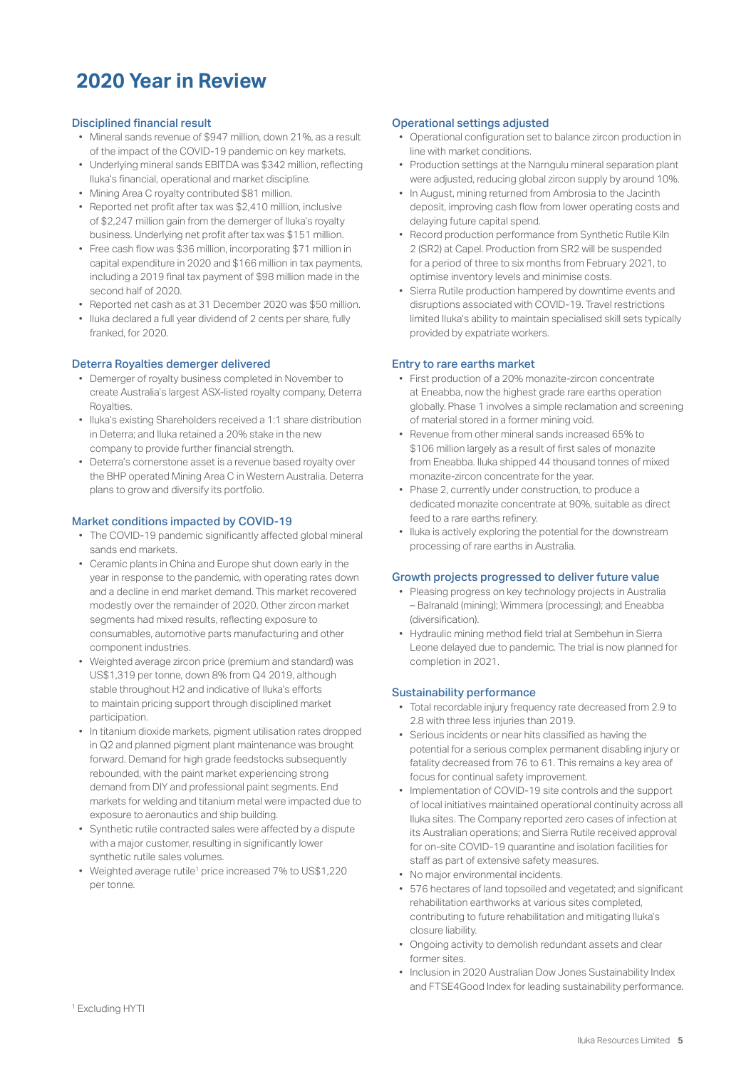# 2020 Year in Review

### Disciplined financial result

- Mineral sands revenue of $947 million, down 21%, as a result of the impact of the COVID-19 pandemic on key markets.
- Underlying mineral sands EBITDA was $342 million, reflecting Iluka's financial, operational and market discipline.
- Mining Area C royalty contributed $81 million.
- Reported net profit after tax was $2,410 million, inclusive of $2,247 million gain from the demerger of Iluka's royalty business. Underlying net profit after tax was $151 million.
- Free cash flow was $36 million, incorporating $71 million in capital expenditure in 2020 and $166 million in tax payments, including a 2019 final tax payment of $98 million made in the second half of 2020.
- Reported net cash as at 31 December 2020 was $50 million.
- Iluka declared a full year dividend of 2 cents per share, fully franked, for 2020.

### Deterra Royalties demerger delivered

- Demerger of royalty business completed in November to create Australia's largest ASX-listed royalty company, Deterra Royalties.
- Iluka's existing Shareholders received a 1:1 share distribution in Deterra; and Iluka retained a 20% stake in the new company to provide further financial strength.
- Deterra's cornerstone asset is a revenue based royalty over the BHP operated Mining Area C in Western Australia. Deterra plans to grow and diversify its portfolio.

### Market conditions impacted by COVID-19

- The COVID-19 pandemic significantly affected global mineral sands end markets.
- Ceramic plants in China and Europe shut down early in the year in response to the pandemic, with operating rates down and a decline in end market demand. This market recovered modestly over the remainder of 2020. Other zircon market segments had mixed results, reflecting exposure to consumables, automotive parts manufacturing and other component industries.
- Weighted average zircon price (premium and standard) was US$1,319 per tonne, down 8% from Q4 2019, although stable throughout H2 and indicative of Iluka's efforts to maintain pricing support through disciplined market participation.
- In titanium dioxide markets, pigment utilisation rates dropped in Q2 and planned pigment plant maintenance was brought forward. Demand for high grade feedstocks subsequently rebounded, with the paint market experiencing strong demand from DIY and professional paint segments. End markets for welding and titanium metal were impacted due to exposure to aeronautics and ship building.
- Synthetic rutile contracted sales were affected by a dispute with a major customer, resulting in significantly lower synthetic rutile sales volumes.
- Weighted average rutile[1] price increased 7% to US$1,220 per tonne.

### Operational settings adjusted

- Operational configuration set to balance zircon production in line with market conditions.
- Production settings at the Narngulu mineral separation plant were adjusted, reducing global zircon supply by around 10%.
- In August, mining returned from Ambrosia to the Jacinth deposit, improving cash flow from lower operating costs and delaying future capital spend.
- Record production performance from Synthetic Rutile Kiln 2 (SR2) at Capel. Production from SR2 will be suspended for a period of three to six months from February 2021, to optimise inventory levels and minimise costs.
- Sierra Rutile production hampered by downtime events and disruptions associated with COVID-19. Travel restrictions limited Iluka's ability to maintain specialised skill sets typically provided by expatriate workers.

### Entry to rare earths market

- First production of a 20% monazite-zircon concentrate at Eneabba, now the highest grade rare earths operation globally. Phase 1 involves a simple reclamation and screening of material stored in a former mining void.
- Revenue from other mineral sands increased 65% to $106 million largely as a result of first sales of monazite from Eneabba. Iluka shipped 44 thousand tonnes of mixed monazite-zircon concentrate for the year.
- Phase 2, currently under construction, to produce a dedicated monazite concentrate at 90%, suitable as direct feed to a rare earths refinery.
- Iluka is actively exploring the potential for the downstream processing of rare earths in Australia.

### Growth projects progressed to deliver future value

- Pleasing progress on key technology projects in Australia – Balranald (mining); Wimmera (processing); and Eneabba (diversification).
- Hydraulic mining method field trial at Sembehun in Sierra Leone delayed due to pandemic. The trial is now planned for completion in 2021.

### Sustainability performance

- Total recordable injury frequency rate decreased from 2.9 to 2.8 with three less injuries than 2019.
- Serious incidents or near hits classified as having the potential for a serious complex permanent disabling injury or fatality decreased from 76 to 61. This remains a key area of focus for continual safety improvement.
- Implementation of COVID-19 site controls and the support of local initiatives maintained operational continuity across all Iluka sites. The Company reported zero cases of infection at its Australian operations; and Sierra Rutile received approval for on-site COVID-19 quarantine and isolation facilities for staff as part of extensive safety measures.
- No major environmental incidents.
- 576 hectares of land topsoiled and vegetated; and significant rehabilitation earthworks at various sites completed, contributing to future rehabilitation and mitigating Iluka's closure liability.
- Ongoing activity to demolish redundant assets and clear former sites.
- Inclusion in 2020 Australian Dow Jones Sustainability Index and FTSE4Good Index for leading sustainability performance.

[1] Excluding HYTI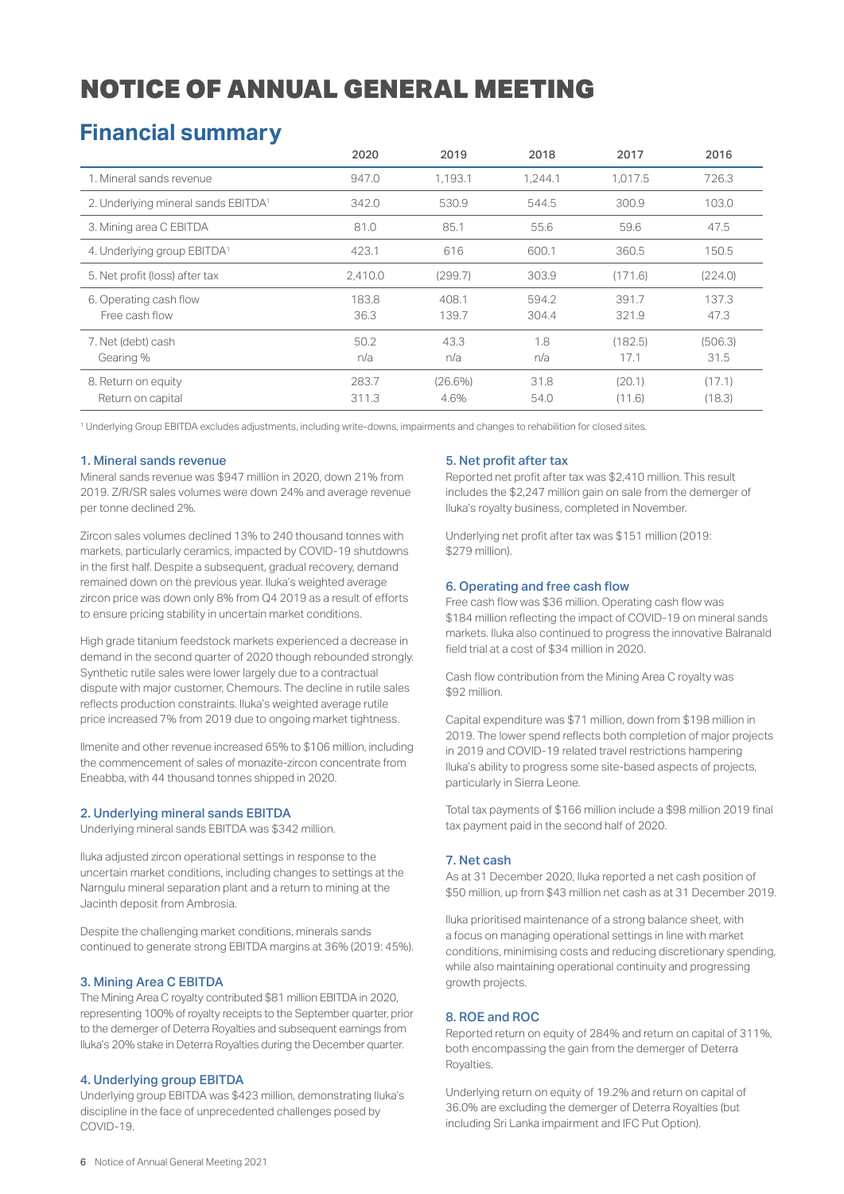# NOTICE OF ANNUAL GENERAL MEETING

## Financial summary

| | 2020 | 2019 | 2018 | 2017 | 2016 |
|---|---|---|---|---|---|
| 1. Mineral sands revenue | 947.0 | 1,193.1 | 1,244.1 | 1,017.5 | 726.3 |
| 2. Underlying mineral sands EBITDA[1] | 342.0 | 530.9 | 544.5 | 300.9 | 103.0 |
| 3. Mining area C EBITDA | 81.0 | 85.1 | 55.6 | 59.6 | 47.5 |
| 4. Underlying group EBITDA[1] | 423.1 | 616 | 600.1 | 360.5 | 150.5 |
| 5. Net profit (loss) after tax | 2,410.0 | (299.7) | 303.9 | (171.6) | (224.0) |
| 6. Operating cash flow | 183.8 | 408.1 | 594.2 | 391.7 | 137.3 |
| Free cash flow | 36.3 | 139.7 | 304.4 | 321.9 | 47.3 |
| 7. Net (debt) cash | 50.2 | 43.3 | 1.8 | (182.5) | (506.3) |
| Gearing % | n/a | n/a | n/a | 17.1 | 31.5 |
| 8. Return on equity | 283.7 | (26.6%) | 31.8 | (20.1) | (17.1) |
| Return on capital | 311.3 | 4.6% | 54.0 | (11.6) | (18.3) |

[1] Underlying Group EBITDA excludes adjustments, including write-downs, impairments and changes to rehabilition for closed sites.

### 1. Mineral sands revenue

Mineral sands revenue was $947 million in 2020, down 21% from 2019. Z/R/SR sales volumes were down 24% and average revenue per tonne declined 2%.

Zircon sales volumes declined 13% to 240 thousand tonnes with markets, particularly ceramics, impacted by COVID-19 shutdowns in the first half. Despite a subsequent, gradual recovery, demand remained down on the previous year. Iluka's weighted average zircon price was down only 8% from Q4 2019 as a result of efforts to ensure pricing stability in uncertain market conditions.

High grade titanium feedstock markets experienced a decrease in demand in the second quarter of 2020 though rebounded strongly. Synthetic rutile sales were lower largely due to a contractual dispute with major customer, Chemours. The decline in rutile sales reflects production constraints. Iluka's weighted average rutile price increased 7% from 2019 due to ongoing market tightness.

Ilmenite and other revenue increased 65% to $106 million, including the commencement of sales of monazite-zircon concentrate from Eneabba, with 44 thousand tonnes shipped in 2020.

### 2. Underlying mineral sands EBITDA

Underlying mineral sands EBITDA was $342 million.

Iluka adjusted zircon operational settings in response to the uncertain market conditions, including changes to settings at the Narngulu mineral separation plant and a return to mining at the Jacinth deposit from Ambrosia.

Despite the challenging market conditions, minerals sands continued to generate strong EBITDA margins at 36% (2019: 45%).

### 3. Mining Area C EBITDA

The Mining Area C royalty contributed $81 million EBITDA in 2020, representing 100% of royalty receipts to the September quarter, prior to the demerger of Deterra Royalties and subsequent earnings from Iluka's 20% stake in Deterra Royalties during the December quarter.

### 4. Underlying group EBITDA

Underlying group EBITDA was $423 million, demonstrating Iluka's discipline in the face of unprecedented challenges posed by COVID-19.

### 5. Net profit after tax

Reported net profit after tax was $2,410 million. This result includes the $2,247 million gain on sale from the demerger of Iluka's royalty business, completed in November.

Underlying net profit after tax was $151 million (2019: $279 million).

### 6. Operating and free cash flow

Free cash flow was $36 million. Operating cash flow was $184 million reflecting the impact of COVID-19 on mineral sands markets. Iluka also continued to progress the innovative Balranald field trial at a cost of $34 million in 2020.

Cash flow contribution from the Mining Area C royalty was $92 million.

Capital expenditure was $71 million, down from $198 million in 2019. The lower spend reflects both completion of major projects in 2019 and COVID-19 related travel restrictions hampering Iluka's ability to progress some site-based aspects of projects, particularly in Sierra Leone.

Total tax payments of $166 million include a $98 million 2019 final tax payment paid in the second half of 2020.

### 7. Net cash

As at 31 December 2020, Iluka reported a net cash position of $50 million, up from $43 million net cash as at 31 December 2019.

Iluka prioritised maintenance of a strong balance sheet, with a focus on managing operational settings in line with market conditions, minimising costs and reducing discretionary spending, while also maintaining operational continuity and progressing growth projects.

### 8. ROE and ROC

Reported return on equity of 284% and return on capital of 311%, both encompassing the gain from the demerger of Deterra Royalties.

Underlying return on equity of 19.2% and return on capital of 36.0% are excluding the demerger of Deterra Royalties (but including Sri Lanka impairment and IFC Put Option).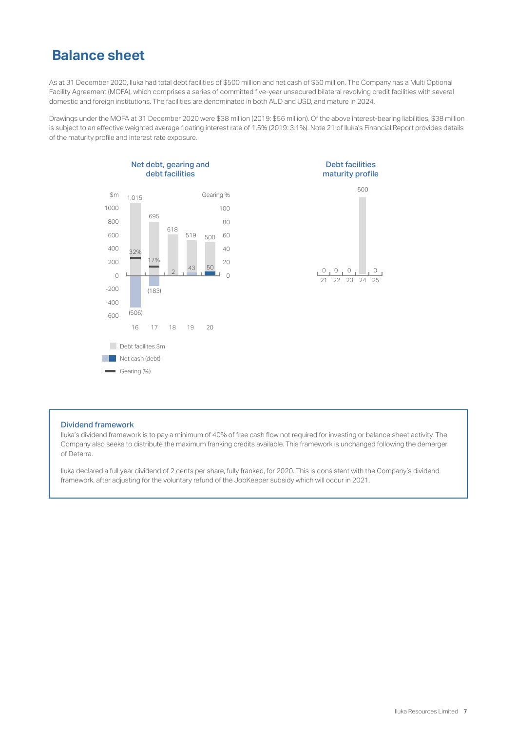# Balance sheet

As at 31 December 2020, Iluka had total debt facilities of $500 million and net cash of $50 million. The Company has a Multi Optional Facility Agreement (MOFA), which comprises a series of committed five-year unsecured bilateral revolving credit facilities with several domestic and foreign institutions. The facilities are denominated in both AUD and USD, and mature in 2024.

Drawings under the MOFA at 31 December 2020 were $38 million (2019: $56 million). Of the above interest-bearing liabilities, $38 million is subject to an effective weighted average floating interest rate of 1.5% (2019: 3.1%). Note 21 of Iluka's Financial Report provides details of the maturity profile and interest rate exposure.

**Net debt, gearing and debt facilities**

| | 16 | 17 | 18 | 19 | 20 |
|---|---|---|---|---|---|
| Debt facilites $m | 1,015 | 695 | 618 | 519 | 500 |
| Net cash (debt) | (506) | (183) | 2 | 43 | 50 |
| Gearing (%) | 32% | 17% | | | |

**Debt facilities maturity profile**

| 21 | 22 | 23 | 24 | 25 |
|---|---|---|---|---|
| 0 | 0 | 0 | 500 | 0 |

## Dividend framework

Iluka's dividend framework is to pay a minimum of 40% of free cash flow not required for investing or balance sheet activity. The Company also seeks to distribute the maximum franking credits available. This framework is unchanged following the demerger of Deterra.

Iluka declared a full year dividend of 2 cents per share, fully franked, for 2020. This is consistent with the Company's dividend framework, after adjusting for the voluntary refund of the JobKeeper subsidy which will occur in 2021.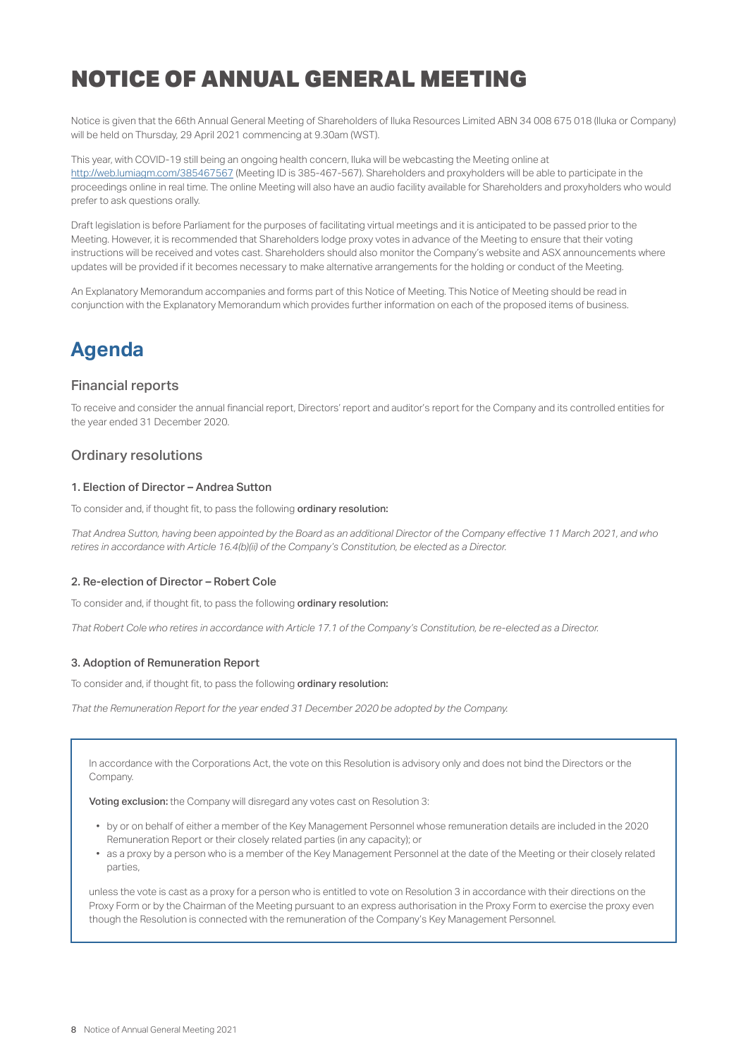# NOTICE OF ANNUAL GENERAL MEETING

Notice is given that the 66th Annual General Meeting of Shareholders of Iluka Resources Limited ABN 34 008 675 018 (Iluka or Company) will be held on Thursday, 29 April 2021 commencing at 9.30am (WST).

This year, with COVID-19 still being an ongoing health concern, Iluka will be webcasting the Meeting online at http://web.lumiagm.com/385467567 (Meeting ID is 385-467-567). Shareholders and proxyholders will be able to participate in the proceedings online in real time. The online Meeting will also have an audio facility available for Shareholders and proxyholders who would prefer to ask questions orally.

Draft legislation is before Parliament for the purposes of facilitating virtual meetings and it is anticipated to be passed prior to the Meeting. However, it is recommended that Shareholders lodge proxy votes in advance of the Meeting to ensure that their voting instructions will be received and votes cast. Shareholders should also monitor the Company's website and ASX announcements where updates will be provided if it becomes necessary to make alternative arrangements for the holding or conduct of the Meeting.

An Explanatory Memorandum accompanies and forms part of this Notice of Meeting. This Notice of Meeting should be read in conjunction with the Explanatory Memorandum which provides further information on each of the proposed items of business.

## Agenda

### Financial reports

To receive and consider the annual financial report, Directors' report and auditor's report for the Company and its controlled entities for the year ended 31 December 2020.

### Ordinary resolutions

#### 1. Election of Director – Andrea Sutton

To consider and, if thought fit, to pass the following **ordinary resolution:**

*That Andrea Sutton, having been appointed by the Board as an additional Director of the Company effective 11 March 2021, and who retires in accordance with Article 16.4(b)(ii) of the Company's Constitution, be elected as a Director.*

#### 2. Re-election of Director – Robert Cole

To consider and, if thought fit, to pass the following **ordinary resolution:**

*That Robert Cole who retires in accordance with Article 17.1 of the Company's Constitution, be re-elected as a Director.*

#### 3. Adoption of Remuneration Report

To consider and, if thought fit, to pass the following **ordinary resolution:**

*That the Remuneration Report for the year ended 31 December 2020 be adopted by the Company.*

In accordance with the Corporations Act, the vote on this Resolution is advisory only and does not bind the Directors or the Company.

**Voting exclusion:** the Company will disregard any votes cast on Resolution 3:

- by or on behalf of either a member of the Key Management Personnel whose remuneration details are included in the 2020 Remuneration Report or their closely related parties (in any capacity); or
- as a proxy by a person who is a member of the Key Management Personnel at the date of the Meeting or their closely related parties,

unless the vote is cast as a proxy for a person who is entitled to vote on Resolution 3 in accordance with their directions on the Proxy Form or by the Chairman of the Meeting pursuant to an express authorisation in the Proxy Form to exercise the proxy even though the Resolution is connected with the remuneration of the Company's Key Management Personnel.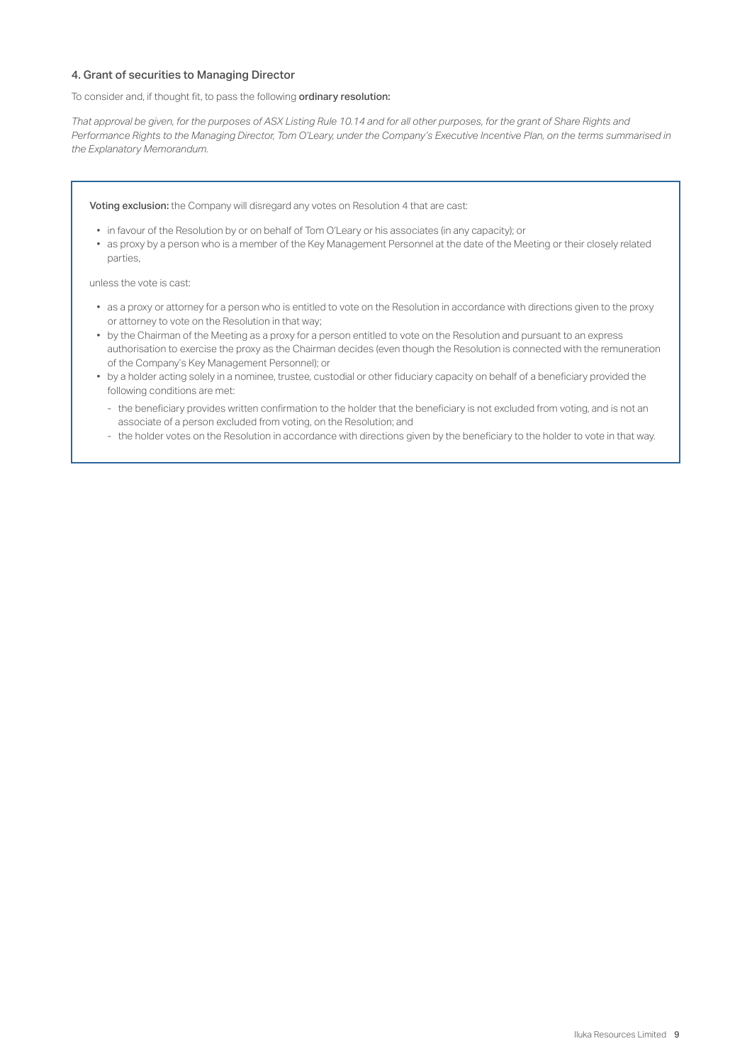### 4. Grant of securities to Managing Director

To consider and, if thought fit, to pass the following **ordinary resolution:**

*That approval be given, for the purposes of ASX Listing Rule 10.14 and for all other purposes, for the grant of Share Rights and Performance Rights to the Managing Director, Tom O'Leary, under the Company's Executive Incentive Plan, on the terms summarised in the Explanatory Memorandum.*

**Voting exclusion:** the Company will disregard any votes on Resolution 4 that are cast:

- in favour of the Resolution by or on behalf of Tom O'Leary or his associates (in any capacity); or
- as proxy by a person who is a member of the Key Management Personnel at the date of the Meeting or their closely related parties,

unless the vote is cast:

- as a proxy or attorney for a person who is entitled to vote on the Resolution in accordance with directions given to the proxy or attorney to vote on the Resolution in that way;
- by the Chairman of the Meeting as a proxy for a person entitled to vote on the Resolution and pursuant to an express authorisation to exercise the proxy as the Chairman decides (even though the Resolution is connected with the remuneration of the Company's Key Management Personnel); or
- by a holder acting solely in a nominee, trustee, custodial or other fiduciary capacity on behalf of a beneficiary provided the following conditions are met:
  - the beneficiary provides written confirmation to the holder that the beneficiary is not excluded from voting, and is not an associate of a person excluded from voting, on the Resolution; and
  - the holder votes on the Resolution in accordance with directions given by the beneficiary to the holder to vote in that way.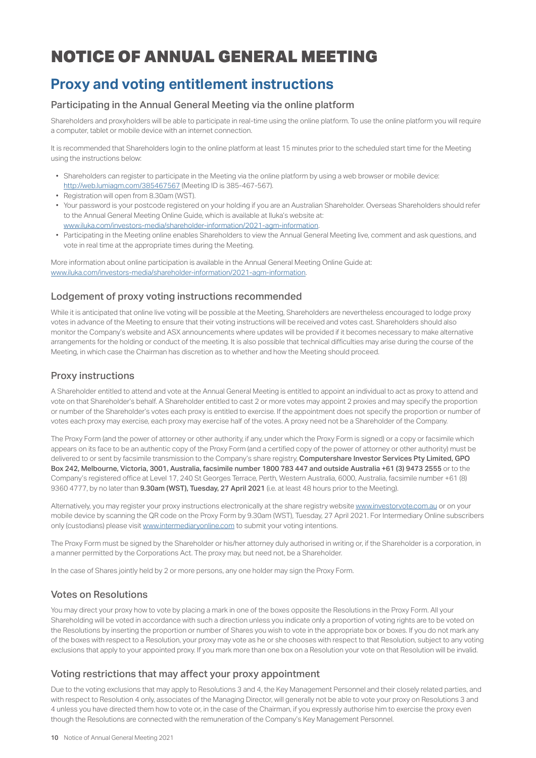# NOTICE OF ANNUAL GENERAL MEETING

## Proxy and voting entitlement instructions

### Participating in the Annual General Meeting via the online platform

Shareholders and proxyholders will be able to participate in real-time using the online platform. To use the online platform you will require a computer, tablet or mobile device with an internet connection.

It is recommended that Shareholders login to the online platform at least 15 minutes prior to the scheduled start time for the Meeting using the instructions below:

- Shareholders can register to participate in the Meeting via the online platform by using a web browser or mobile device: http://web.lumiagm.com/385467567 (Meeting ID is 385-467-567).
- Registration will open from 8.30am (WST).
- Your password is your postcode registered on your holding if you are an Australian Shareholder. Overseas Shareholders should refer to the Annual General Meeting Online Guide, which is available at Iluka's website at: www.iluka.com/investors-media/shareholder-information/2021-agm-information.
- Participating in the Meeting online enables Shareholders to view the Annual General Meeting live, comment and ask questions, and vote in real time at the appropriate times during the Meeting.

More information about online participation is available in the Annual General Meeting Online Guide at: www.iluka.com/investors-media/shareholder-information/2021-agm-information.

### Lodgement of proxy voting instructions recommended

While it is anticipated that online live voting will be possible at the Meeting, Shareholders are nevertheless encouraged to lodge proxy votes in advance of the Meeting to ensure that their voting instructions will be received and votes cast. Shareholders should also monitor the Company's website and ASX announcements where updates will be provided if it becomes necessary to make alternative arrangements for the holding or conduct of the meeting. It is also possible that technical difficulties may arise during the course of the Meeting, in which case the Chairman has discretion as to whether and how the Meeting should proceed.

### Proxy instructions

A Shareholder entitled to attend and vote at the Annual General Meeting is entitled to appoint an individual to act as proxy to attend and vote on that Shareholder's behalf. A Shareholder entitled to cast 2 or more votes may appoint 2 proxies and may specify the proportion or number of the Shareholder's votes each proxy is entitled to exercise. If the appointment does not specify the proportion or number of votes each proxy may exercise, each proxy may exercise half of the votes. A proxy need not be a Shareholder of the Company.

The Proxy Form (and the power of attorney or other authority, if any, under which the Proxy Form is signed) or a copy or facsimile which appears on its face to be an authentic copy of the Proxy Form (and a certified copy of the power of attorney or other authority) must be delivered to or sent by facsimile transmission to the Company's share registry, **Computershare Investor Services Pty Limited, GPO Box 242, Melbourne, Victoria, 3001, Australia, facsimile number 1800 783 447 and outside Australia +61 (3) 9473 2555** or to the Company's registered office at Level 17, 240 St Georges Terrace, Perth, Western Australia, 6000, Australia, facsimile number +61 (8) 9360 4777, by no later than **9.30am (WST), Tuesday, 27 April 2021** (i.e. at least 48 hours prior to the Meeting).

Alternatively, you may register your proxy instructions electronically at the share registry website www.investorvote.com.au or on your mobile device by scanning the QR code on the Proxy Form by 9.30am (WST), Tuesday, 27 April 2021. For Intermediary Online subscribers only (custodians) please visit www.intermediaryonline.com to submit your voting intentions.

The Proxy Form must be signed by the Shareholder or his/her attorney duly authorised in writing or, if the Shareholder is a corporation, in a manner permitted by the Corporations Act. The proxy may, but need not, be a Shareholder.

In the case of Shares jointly held by 2 or more persons, any one holder may sign the Proxy Form.

### Votes on Resolutions

You may direct your proxy how to vote by placing a mark in one of the boxes opposite the Resolutions in the Proxy Form. All your Shareholding will be voted in accordance with such a direction unless you indicate only a proportion of voting rights are to be voted on the Resolutions by inserting the proportion or number of Shares you wish to vote in the appropriate box or boxes. If you do not mark any of the boxes with respect to a Resolution, your proxy may vote as he or she chooses with respect to that Resolution, subject to any voting exclusions that apply to your appointed proxy. If you mark more than one box on a Resolution your vote on that Resolution will be invalid.

### Voting restrictions that may affect your proxy appointment

Due to the voting exclusions that may apply to Resolutions 3 and 4, the Key Management Personnel and their closely related parties, and with respect to Resolution 4 only, associates of the Managing Director, will generally not be able to vote your proxy on Resolutions 3 and 4 unless you have directed them how to vote or, in the case of the Chairman, if you expressly authorise him to exercise the proxy even though the Resolutions are connected with the remuneration of the Company's Key Management Personnel.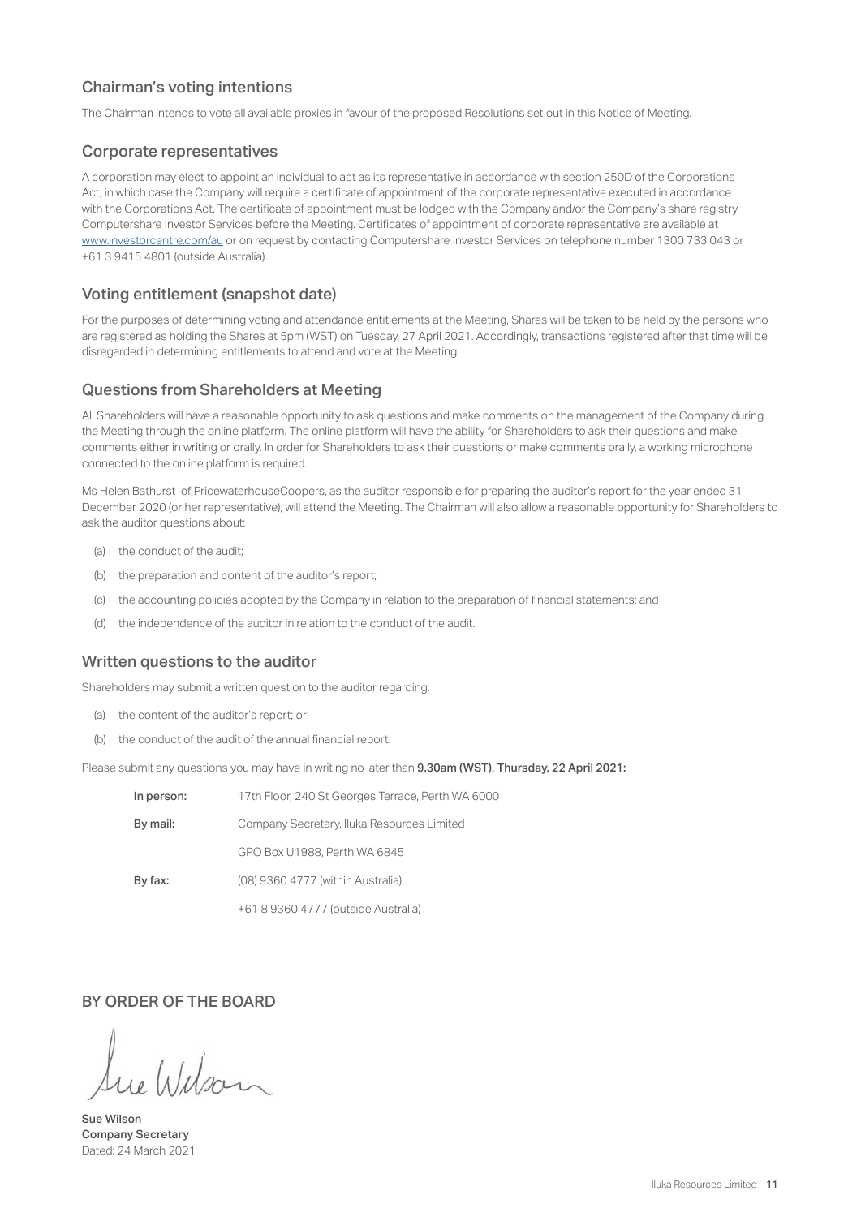## Chairman's voting intentions

The Chairman intends to vote all available proxies in favour of the proposed Resolutions set out in this Notice of Meeting.

## Corporate representatives

A corporation may elect to appoint an individual to act as its representative in accordance with section 250D of the Corporations Act, in which case the Company will require a certificate of appointment of the corporate representative executed in accordance with the Corporations Act. The certificate of appointment must be lodged with the Company and/or the Company's share registry, Computershare Investor Services before the Meeting. Certificates of appointment of corporate representative are available at www.investorcentre.com/au or on request by contacting Computershare Investor Services on telephone number 1300 733 043 or +61 3 9415 4801 (outside Australia).

## Voting entitlement (snapshot date)

For the purposes of determining voting and attendance entitlements at the Meeting, Shares will be taken to be held by the persons who are registered as holding the Shares at 5pm (WST) on Tuesday, 27 April 2021. Accordingly, transactions registered after that time will be disregarded in determining entitlements to attend and vote at the Meeting.

## Questions from Shareholders at Meeting

All Shareholders will have a reasonable opportunity to ask questions and make comments on the management of the Company during the Meeting through the online platform. The online platform will have the ability for Shareholders to ask their questions and make comments either in writing or orally. In order for Shareholders to ask their questions or make comments orally, a working microphone connected to the online platform is required.

Ms Helen Bathurst of PricewaterhouseCoopers, as the auditor responsible for preparing the auditor's report for the year ended 31 December 2020 (or her representative), will attend the Meeting. The Chairman will also allow a reasonable opportunity for Shareholders to ask the auditor questions about:

(a) the conduct of the audit;

(b) the preparation and content of the auditor's report;

(c) the accounting policies adopted by the Company in relation to the preparation of financial statements; and

(d) the independence of the auditor in relation to the conduct of the audit.

## Written questions to the auditor

Shareholders may submit a written question to the auditor regarding:

(a) the content of the auditor's report; or

(b) the conduct of the audit of the annual financial report.

Please submit any questions you may have in writing no later than **9.30am (WST), Thursday, 22 April 2021:**

| | |
|---|---|
| **In person:** | 17th Floor, 240 St Georges Terrace, Perth WA 6000 |
| **By mail:** | Company Secretary, Iluka Resources Limited |
| | GPO Box U1988, Perth WA 6845 |
| **By fax:** | (08) 9360 4777 (within Australia) |
| | +61 8 9360 4777 (outside Australia) |

## BY ORDER OF THE BOARD

**Sue Wilson**
**Company Secretary**
Dated: 24 March 2021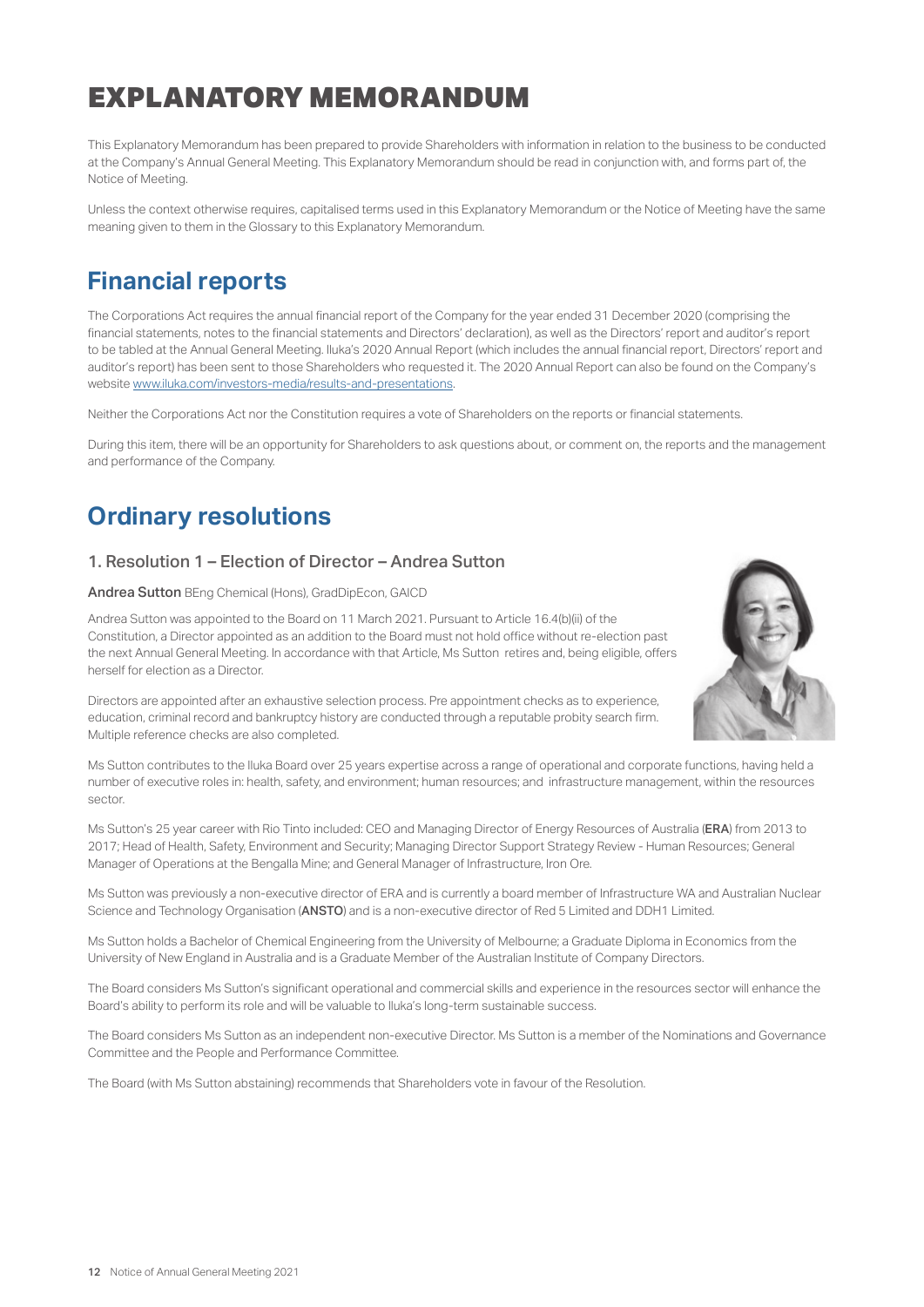# EXPLANATORY MEMORANDUM

This Explanatory Memorandum has been prepared to provide Shareholders with information in relation to the business to be conducted at the Company's Annual General Meeting. This Explanatory Memorandum should be read in conjunction with, and forms part of, the Notice of Meeting.

Unless the context otherwise requires, capitalised terms used in this Explanatory Memorandum or the Notice of Meeting have the same meaning given to them in the Glossary to this Explanatory Memorandum.

## Financial reports

The Corporations Act requires the annual financial report of the Company for the year ended 31 December 2020 (comprising the financial statements, notes to the financial statements and Directors' declaration), as well as the Directors' report and auditor's report to be tabled at the Annual General Meeting. Iluka's 2020 Annual Report (which includes the annual financial report, Directors' report and auditor's report) has been sent to those Shareholders who requested it. The 2020 Annual Report can also be found on the Company's website www.iluka.com/investors-media/results-and-presentations.

Neither the Corporations Act nor the Constitution requires a vote of Shareholders on the reports or financial statements.

During this item, there will be an opportunity for Shareholders to ask questions about, or comment on, the reports and the management and performance of the Company.

## Ordinary resolutions

### 1. Resolution 1 – Election of Director – Andrea Sutton

**Andrea Sutton** BEng Chemical (Hons), GradDipEcon, GAICD

Andrea Sutton was appointed to the Board on 11 March 2021. Pursuant to Article 16.4(b)(ii) of the Constitution, a Director appointed as an addition to the Board must not hold office without re-election past the next Annual General Meeting. In accordance with that Article, Ms Sutton retires and, being eligible, offers herself for election as a Director.

Directors are appointed after an exhaustive selection process. Pre appointment checks as to experience, education, criminal record and bankruptcy history are conducted through a reputable probity search firm. Multiple reference checks are also completed.

Ms Sutton contributes to the Iluka Board over 25 years expertise across a range of operational and corporate functions, having held a number of executive roles in: health, safety, and environment; human resources; and infrastructure management, within the resources sector.

Ms Sutton's 25 year career with Rio Tinto included: CEO and Managing Director of Energy Resources of Australia (**ERA**) from 2013 to 2017; Head of Health, Safety, Environment and Security; Managing Director Support Strategy Review - Human Resources; General Manager of Operations at the Bengalla Mine; and General Manager of Infrastructure, Iron Ore.

Ms Sutton was previously a non-executive director of ERA and is currently a board member of Infrastructure WA and Australian Nuclear Science and Technology Organisation (**ANSTO**) and is a non-executive director of Red 5 Limited and DDH1 Limited.

Ms Sutton holds a Bachelor of Chemical Engineering from the University of Melbourne; a Graduate Diploma in Economics from the University of New England in Australia and is a Graduate Member of the Australian Institute of Company Directors.

The Board considers Ms Sutton's significant operational and commercial skills and experience in the resources sector will enhance the Board's ability to perform its role and will be valuable to Iluka's long-term sustainable success.

The Board considers Ms Sutton as an independent non-executive Director. Ms Sutton is a member of the Nominations and Governance Committee and the People and Performance Committee.

The Board (with Ms Sutton abstaining) recommends that Shareholders vote in favour of the Resolution.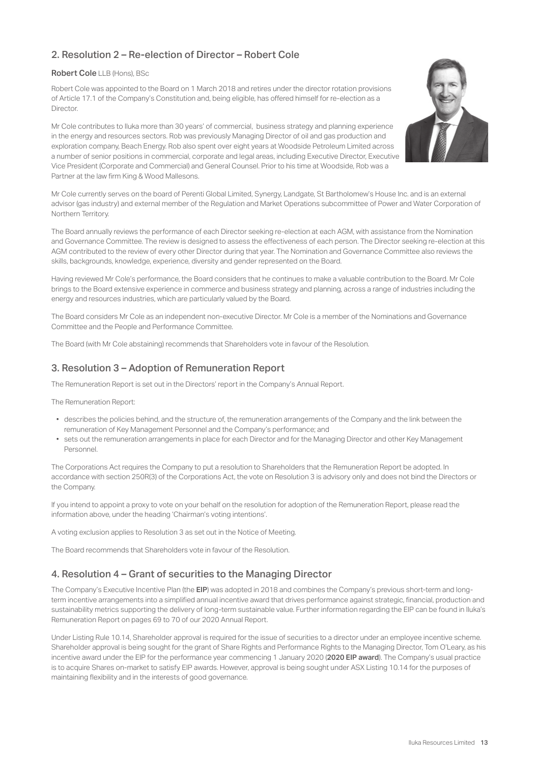## 2. Resolution 2 – Re-election of Director – Robert Cole

**Robert Cole** LLB (Hons), BSc

Robert Cole was appointed to the Board on 1 March 2018 and retires under the director rotation provisions of Article 17.1 of the Company's Constitution and, being eligible, has offered himself for re-election as a Director.

Mr Cole contributes to Iluka more than 30 years' of commercial, business strategy and planning experience in the energy and resources sectors. Rob was previously Managing Director of oil and gas production and exploration company, Beach Energy. Rob also spent over eight years at Woodside Petroleum Limited across a number of senior positions in commercial, corporate and legal areas, including Executive Director, Executive Vice President (Corporate and Commercial) and General Counsel. Prior to his time at Woodside, Rob was a Partner at the law firm King & Wood Mallesons.

Mr Cole currently serves on the board of Perenti Global Limited, Synergy, Landgate, St Bartholomew's House Inc. and is an external advisor (gas industry) and external member of the Regulation and Market Operations subcommittee of Power and Water Corporation of Northern Territory.

The Board annually reviews the performance of each Director seeking re-election at each AGM, with assistance from the Nomination and Governance Committee. The review is designed to assess the effectiveness of each person. The Director seeking re-election at this AGM contributed to the review of every other Director during that year. The Nomination and Governance Committee also reviews the skills, backgrounds, knowledge, experience, diversity and gender represented on the Board.

Having reviewed Mr Cole's performance, the Board considers that he continues to make a valuable contribution to the Board. Mr Cole brings to the Board extensive experience in commerce and business strategy and planning, across a range of industries including the energy and resources industries, which are particularly valued by the Board.

The Board considers Mr Cole as an independent non-executive Director. Mr Cole is a member of the Nominations and Governance Committee and the People and Performance Committee.

The Board (with Mr Cole abstaining) recommends that Shareholders vote in favour of the Resolution.

## 3. Resolution 3 – Adoption of Remuneration Report

The Remuneration Report is set out in the Directors' report in the Company's Annual Report.

The Remuneration Report:

- describes the policies behind, and the structure of, the remuneration arrangements of the Company and the link between the remuneration of Key Management Personnel and the Company's performance; and
- sets out the remuneration arrangements in place for each Director and for the Managing Director and other Key Management Personnel.

The Corporations Act requires the Company to put a resolution to Shareholders that the Remuneration Report be adopted. In accordance with section 250R(3) of the Corporations Act, the vote on Resolution 3 is advisory only and does not bind the Directors or the Company.

If you intend to appoint a proxy to vote on your behalf on the resolution for adoption of the Remuneration Report, please read the information above, under the heading 'Chairman's voting intentions'.

A voting exclusion applies to Resolution 3 as set out in the Notice of Meeting.

The Board recommends that Shareholders vote in favour of the Resolution.

## 4. Resolution 4 – Grant of securities to the Managing Director

The Company's Executive Incentive Plan (the **EIP**) was adopted in 2018 and combines the Company's previous short-term and long-term incentive arrangements into a simplified annual incentive award that drives performance against strategic, financial, production and sustainability metrics supporting the delivery of long-term sustainable value. Further information regarding the EIP can be found in Iluka's Remuneration Report on pages 69 to 70 of our 2020 Annual Report.

Under Listing Rule 10.14, Shareholder approval is required for the issue of securities to a director under an employee incentive scheme. Shareholder approval is being sought for the grant of Share Rights and Performance Rights to the Managing Director, Tom O'Leary, as his incentive award under the EIP for the performance year commencing 1 January 2020 (**2020 EIP award**). The Company's usual practice is to acquire Shares on-market to satisfy EIP awards. However, approval is being sought under ASX Listing 10.14 for the purposes of maintaining flexibility and in the interests of good governance.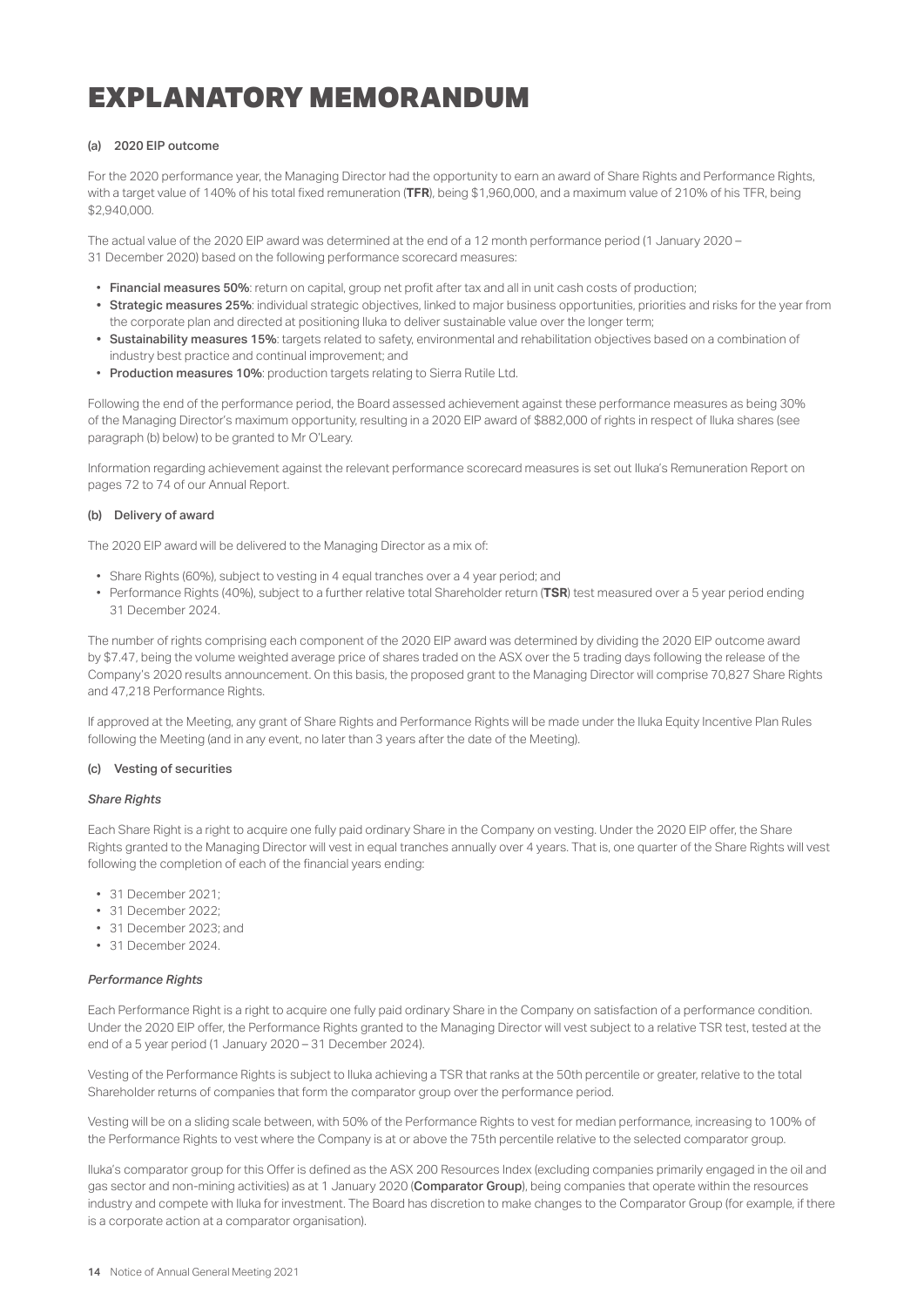# EXPLANATORY MEMORANDUM

### (a) 2020 EIP outcome

For the 2020 performance year, the Managing Director had the opportunity to earn an award of Share Rights and Performance Rights, with a target value of 140% of his total fixed remuneration (**TFR**), being $1,960,000, and a maximum value of 210% of his TFR, being $2,940,000.

The actual value of the 2020 EIP award was determined at the end of a 12 month performance period (1 January 2020 – 31 December 2020) based on the following performance scorecard measures:

- **Financial measures 50%**: return on capital, group net profit after tax and all in unit cash costs of production;
- **Strategic measures 25%**: individual strategic objectives, linked to major business opportunities, priorities and risks for the year from the corporate plan and directed at positioning Iluka to deliver sustainable value over the longer term;
- **Sustainability measures 15%**: targets related to safety, environmental and rehabilitation objectives based on a combination of industry best practice and continual improvement; and
- **Production measures 10%**: production targets relating to Sierra Rutile Ltd.

Following the end of the performance period, the Board assessed achievement against these performance measures as being 30% of the Managing Director's maximum opportunity, resulting in a 2020 EIP award of $882,000 of rights in respect of Iluka shares (see paragraph (b) below) to be granted to Mr O'Leary.

Information regarding achievement against the relevant performance scorecard measures is set out Iluka's Remuneration Report on pages 72 to 74 of our Annual Report.

### (b) Delivery of award

The 2020 EIP award will be delivered to the Managing Director as a mix of:

- Share Rights (60%), subject to vesting in 4 equal tranches over a 4 year period; and
- Performance Rights (40%), subject to a further relative total Shareholder return (**TSR**) test measured over a 5 year period ending 31 December 2024.

The number of rights comprising each component of the 2020 EIP award was determined by dividing the 2020 EIP outcome award by $7.47, being the volume weighted average price of shares traded on the ASX over the 5 trading days following the release of the Company's 2020 results announcement. On this basis, the proposed grant to the Managing Director will comprise 70,827 Share Rights and 47,218 Performance Rights.

If approved at the Meeting, any grant of Share Rights and Performance Rights will be made under the Iluka Equity Incentive Plan Rules following the Meeting (and in any event, no later than 3 years after the date of the Meeting).

### (c) Vesting of securities

*Share Rights*

Each Share Right is a right to acquire one fully paid ordinary Share in the Company on vesting. Under the 2020 EIP offer, the Share Rights granted to the Managing Director will vest in equal tranches annually over 4 years. That is, one quarter of the Share Rights will vest following the completion of each of the financial years ending:

- 31 December 2021;
- 31 December 2022;
- 31 December 2023; and
- 31 December 2024.

*Performance Rights*

Each Performance Right is a right to acquire one fully paid ordinary Share in the Company on satisfaction of a performance condition. Under the 2020 EIP offer, the Performance Rights granted to the Managing Director will vest subject to a relative TSR test, tested at the end of a 5 year period (1 January 2020 – 31 December 2024).

Vesting of the Performance Rights is subject to Iluka achieving a TSR that ranks at the 50th percentile or greater, relative to the total Shareholder returns of companies that form the comparator group over the performance period.

Vesting will be on a sliding scale between, with 50% of the Performance Rights to vest for median performance, increasing to 100% of the Performance Rights to vest where the Company is at or above the 75th percentile relative to the selected comparator group.

Iluka's comparator group for this Offer is defined as the ASX 200 Resources Index (excluding companies primarily engaged in the oil and gas sector and non-mining activities) as at 1 January 2020 (**Comparator Group**), being companies that operate within the resources industry and compete with Iluka for investment. The Board has discretion to make changes to the Comparator Group (for example, if there is a corporate action at a comparator organisation).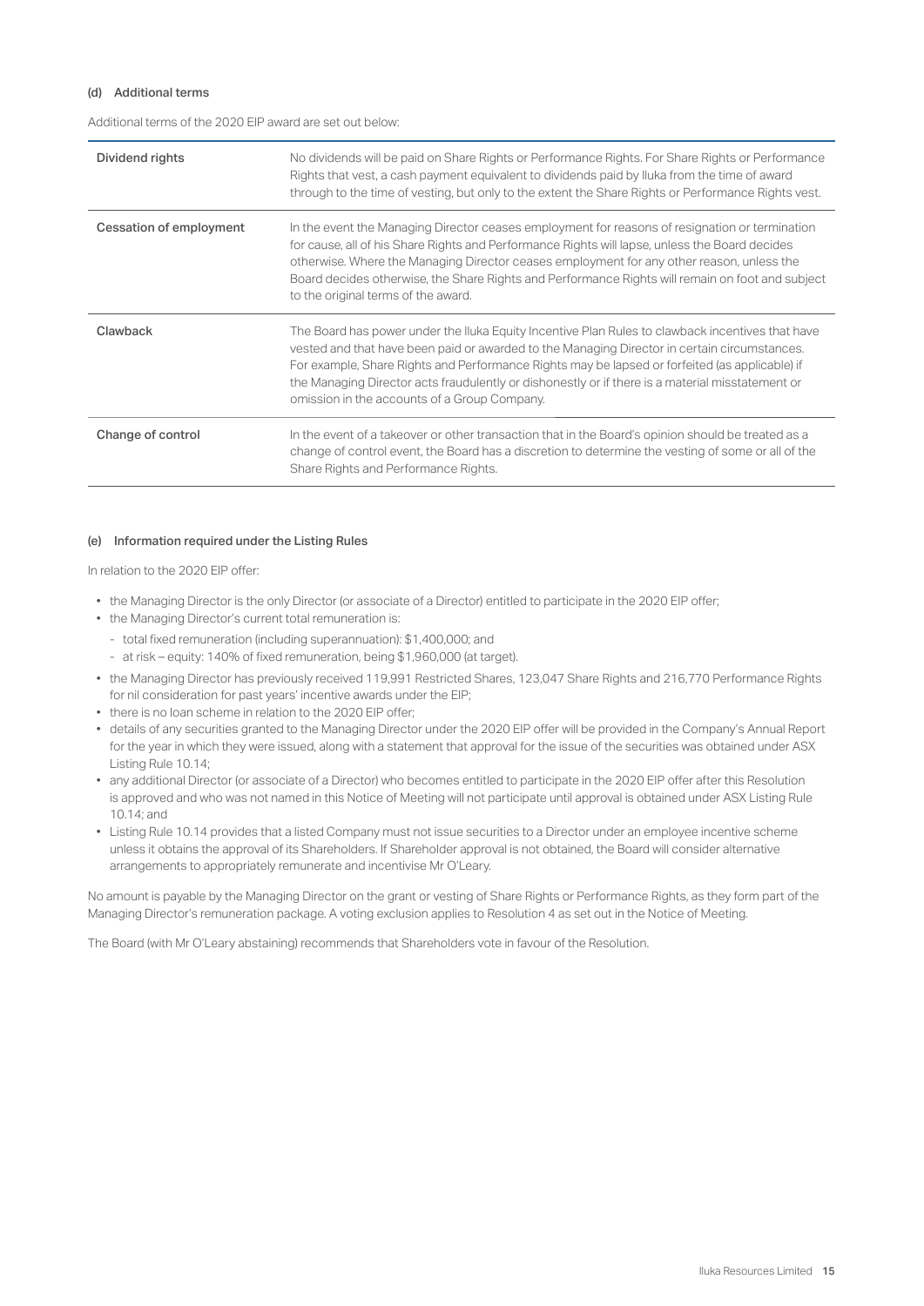#### (d) Additional terms

Additional terms of the 2020 EIP award are set out below:

| | |
|---|---|
| Dividend rights | No dividends will be paid on Share Rights or Performance Rights. For Share Rights or Performance Rights that vest, a cash payment equivalent to dividends paid by Iluka from the time of award through to the time of vesting, but only to the extent the Share Rights or Performance Rights vest. |
| Cessation of employment | In the event the Managing Director ceases employment for reasons of resignation or termination for cause, all of his Share Rights and Performance Rights will lapse, unless the Board decides otherwise. Where the Managing Director ceases employment for any other reason, unless the Board decides otherwise, the Share Rights and Performance Rights will remain on foot and subject to the original terms of the award. |
| Clawback | The Board has power under the Iluka Equity Incentive Plan Rules to clawback incentives that have vested and that have been paid or awarded to the Managing Director in certain circumstances. For example, Share Rights and Performance Rights may be lapsed or forfeited (as applicable) if the Managing Director acts fraudulently or dishonestly or if there is a material misstatement or omission in the accounts of a Group Company. |
| Change of control | In the event of a takeover or other transaction that in the Board's opinion should be treated as a change of control event, the Board has a discretion to determine the vesting of some or all of the Share Rights and Performance Rights. |

#### (e) Information required under the Listing Rules

In relation to the 2020 EIP offer:

- the Managing Director is the only Director (or associate of a Director) entitled to participate in the 2020 EIP offer;
- the Managing Director's current total remuneration is:
  - total fixed remuneration (including superannuation): $1,400,000; and
  - at risk – equity: 140% of fixed remuneration, being $1,960,000 (at target).
- the Managing Director has previously received 119,991 Restricted Shares, 123,047 Share Rights and 216,770 Performance Rights for nil consideration for past years' incentive awards under the EIP;
- there is no loan scheme in relation to the 2020 EIP offer;
- details of any securities granted to the Managing Director under the 2020 EIP offer will be provided in the Company's Annual Report for the year in which they were issued, along with a statement that approval for the issue of the securities was obtained under ASX Listing Rule 10.14;
- any additional Director (or associate of a Director) who becomes entitled to participate in the 2020 EIP offer after this Resolution is approved and who was not named in this Notice of Meeting will not participate until approval is obtained under ASX Listing Rule 10.14; and
- Listing Rule 10.14 provides that a listed Company must not issue securities to a Director under an employee incentive scheme unless it obtains the approval of its Shareholders. If Shareholder approval is not obtained, the Board will consider alternative arrangements to appropriately remunerate and incentivise Mr O'Leary.

No amount is payable by the Managing Director on the grant or vesting of Share Rights or Performance Rights, as they form part of the Managing Director's remuneration package. A voting exclusion applies to Resolution 4 as set out in the Notice of Meeting.

The Board (with Mr O'Leary abstaining) recommends that Shareholders vote in favour of the Resolution.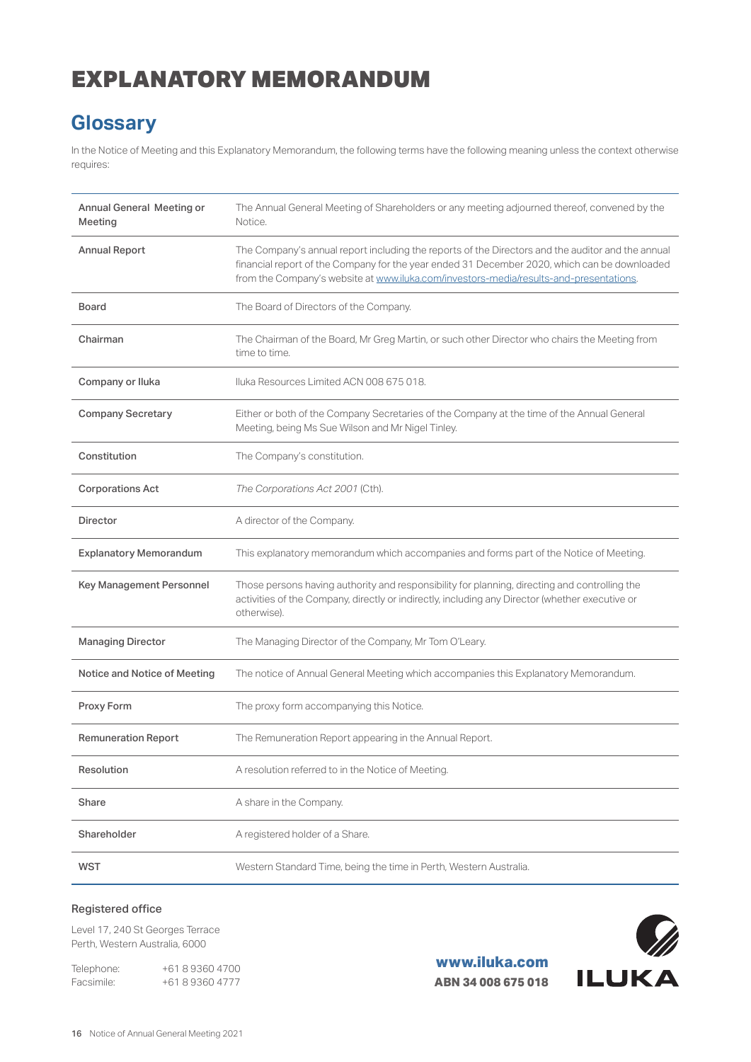# EXPLANATORY MEMORANDUM

## Glossary

In the Notice of Meeting and this Explanatory Memorandum, the following terms have the following meaning unless the context otherwise requires:

| Term | Meaning |
|---|---|
| **Annual General Meeting or Meeting** | The Annual General Meeting of Shareholders or any meeting adjourned thereof, convened by the Notice. |
| **Annual Report** | The Company's annual report including the reports of the Directors and the auditor and the annual financial report of the Company for the year ended 31 December 2020, which can be downloaded from the Company's website at www.iluka.com/investors-media/results-and-presentations. |
| **Board** | The Board of Directors of the Company. |
| **Chairman** | The Chairman of the Board, Mr Greg Martin, or such other Director who chairs the Meeting from time to time. |
| **Company or Iluka** | Iluka Resources Limited ACN 008 675 018. |
| **Company Secretary** | Either or both of the Company Secretaries of the Company at the time of the Annual General Meeting, being Ms Sue Wilson and Mr Nigel Tinley. |
| **Constitution** | The Company's constitution. |
| **Corporations Act** | *The Corporations Act 2001* (Cth). |
| **Director** | A director of the Company. |
| **Explanatory Memorandum** | This explanatory memorandum which accompanies and forms part of the Notice of Meeting. |
| **Key Management Personnel** | Those persons having authority and responsibility for planning, directing and controlling the activities of the Company, directly or indirectly, including any Director (whether executive or otherwise). |
| **Managing Director** | The Managing Director of the Company, Mr Tom O'Leary. |
| **Notice and Notice of Meeting** | The notice of Annual General Meeting which accompanies this Explanatory Memorandum. |
| **Proxy Form** | The proxy form accompanying this Notice. |
| **Remuneration Report** | The Remuneration Report appearing in the Annual Report. |
| **Resolution** | A resolution referred to in the Notice of Meeting. |
| **Share** | A share in the Company. |
| **Shareholder** | A registered holder of a Share. |
| **WST** | Western Standard Time, being the time in Perth, Western Australia. |

### Registered office

Level 17, 240 St Georges Terrace
Perth, Western Australia, 6000

Telephone: +61 8 9360 4700
Facsimile: +61 8 9360 4777

**www.iluka.com**
**ABN 34 008 675 018**

**ILUKA**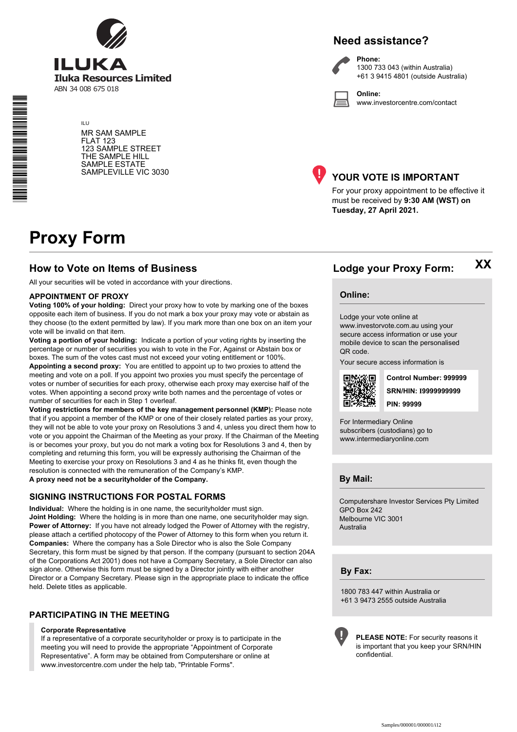# ILUKA

**Iluka Resources Limited**

ABN 34 008 675 018

ILU

MR SAM SAMPLE
FLAT 123
123 SAMPLE STREET
THE SAMPLE HILL
SAMPLE ESTATE
SAMPLEVILLE VIC 3030

## Need assistance?

**Phone:**
1300 733 043 (within Australia)
+61 3 9415 4801 (outside Australia)

**Online:**
www.investorcentre.com/contact

## YOUR VOTE IS IMPORTANT

For your proxy appointment to be effective it must be received by **9:30 AM (WST) on Tuesday, 27 April 2021.**

# Proxy Form

## How to Vote on Items of Business

All your securities will be voted in accordance with your directions.

### APPOINTMENT OF PROXY

**Voting 100% of your holding:** Direct your proxy how to vote by marking one of the boxes opposite each item of business. If you do not mark a box your proxy may vote or abstain as they choose (to the extent permitted by law). If you mark more than one box on an item your vote will be invalid on that item.

**Voting a portion of your holding:** Indicate a portion of your voting rights by inserting the percentage or number of securities you wish to vote in the For, Against or Abstain box or boxes. The sum of the votes cast must not exceed your voting entitlement or 100%.

**Appointing a second proxy:** You are entitled to appoint up to two proxies to attend the meeting and vote on a poll. If you appoint two proxies you must specify the percentage of votes or number of securities for each proxy, otherwise each proxy may exercise half of the votes. When appointing a second proxy write both names and the percentage of votes or number of securities for each in Step 1 overleaf.

**Voting restrictions for members of the key management personnel (KMP):** Please note that if you appoint a member of the KMP or one of their closely related parties as your proxy, they will not be able to vote your proxy on Resolutions 3 and 4, unless you direct them how to vote or you appoint the Chairman of the Meeting as your proxy. If the Chairman of the Meeting is or becomes your proxy, but you do not mark a voting box for Resolutions 3 and 4, then by completing and returning this form, you will be expressly authorising the Chairman of the Meeting to exercise your proxy on Resolutions 3 and 4 as he thinks fit, even though the resolution is connected with the remuneration of the Company's KMP.

**A proxy need not be a securityholder of the Company.**

### SIGNING INSTRUCTIONS FOR POSTAL FORMS

**Individual:** Where the holding is in one name, the securityholder must sign.

**Joint Holding:** Where the holding is in more than one name, one securityholder may sign.

**Power of Attorney:** If you have not already lodged the Power of Attorney with the registry, please attach a certified photocopy of the Power of Attorney to this form when you return it.

**Companies:** Where the company has a Sole Director who is also the Sole Company Secretary, this form must be signed by that person. If the company (pursuant to section 204A of the Corporations Act 2001) does not have a Company Secretary, a Sole Director can also sign alone. Otherwise this form must be signed by a Director jointly with either another Director or a Company Secretary. Please sign in the appropriate place to indicate the office held. Delete titles as applicable.

### PARTICIPATING IN THE MEETING

**Corporate Representative**

If a representative of a corporate securityholder or proxy is to participate in the meeting you will need to provide the appropriate "Appointment of Corporate Representative". A form may be obtained from Computershare or online at www.investorcentre.com under the help tab, "Printable Forms".

## Lodge your Proxy Form:

XX

### Online:

Lodge your vote online at www.investorvote.com.au using your secure access information or use your mobile device to scan the personalised QR code.

Your secure access information is

**Control Number: 999999**

**SRN/HIN: I9999999999**

**PIN: 99999**

For Intermediary Online subscribers (custodians) go to www.intermediaryonline.com

### By Mail:

Computershare Investor Services Pty Limited
GPO Box 242
Melbourne VIC 3001
Australia

### By Fax:

1800 783 447 within Australia or
+61 3 9473 2555 outside Australia

**PLEASE NOTE:** For security reasons it is important that you keep your SRN/HIN confidential.

Samples/000001/000001/i12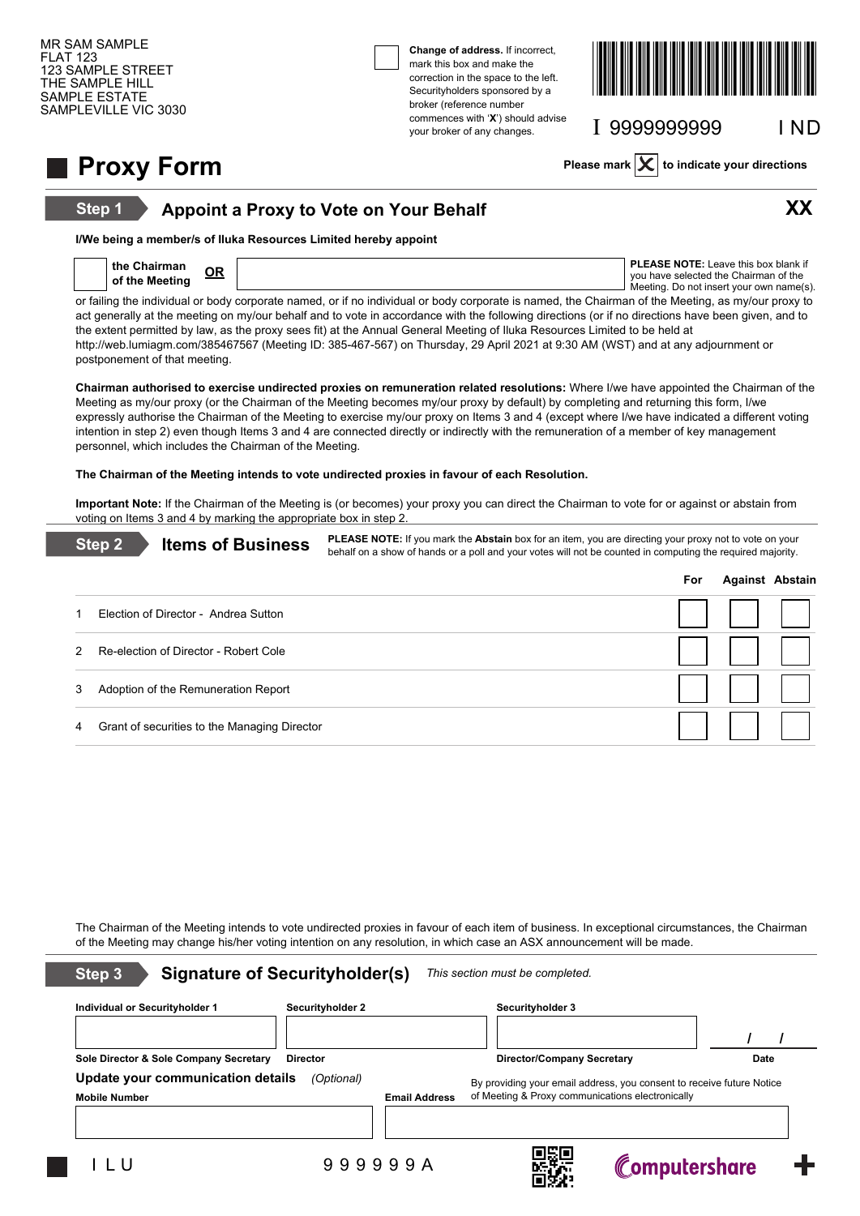MR SAM SAMPLE
FLAT 123
123 SAMPLE STREET
THE SAMPLE HILL
SAMPLE ESTATE
SAMPLEVILLE VIC 3030

☐ **Change of address.** If incorrect, mark this box and make the correction in the space to the left. Securityholders sponsored by a broker (reference number commences with '**X**') should advise your broker of any changes.

I 9999999999 IND

# Proxy Form

Please mark ☒ to indicate your directions

## Step 1 Appoint a Proxy to Vote on Your Behalf

XX

**I/We being a member/s of Iluka Resources Limited hereby appoint**

☐ the Chairman of the Meeting **OR** ________________

**PLEASE NOTE:** Leave this box blank if you have selected the Chairman of the Meeting. Do not insert your own name(s).

or failing the individual or body corporate named, or if no individual or body corporate is named, the Chairman of the Meeting, as my/our proxy to act generally at the meeting on my/our behalf and to vote in accordance with the following directions (or if no directions have been given, and to the extent permitted by law, as the proxy sees fit) at the Annual General Meeting of Iluka Resources Limited to be held at http://web.lumiagm.com/385467567 (Meeting ID: 385-467-567) on Thursday, 29 April 2021 at 9:30 AM (WST) and at any adjournment or postponement of that meeting.

**Chairman authorised to exercise undirected proxies on remuneration related resolutions:** Where I/we have appointed the Chairman of the Meeting as my/our proxy (or the Chairman of the Meeting becomes my/our proxy by default) by completing and returning this form, I/we expressly authorise the Chairman of the Meeting to exercise my/our proxy on Items 3 and 4 (except where I/we have indicated a different voting intention in step 2) even though Items 3 and 4 are connected directly or indirectly with the remuneration of a member of key management personnel, which includes the Chairman of the Meeting.

**The Chairman of the Meeting intends to vote undirected proxies in favour of each Resolution.**

**Important Note:** If the Chairman of the Meeting is (or becomes) your proxy you can direct the Chairman to vote for or against or abstain from voting on Items 3 and 4 by marking the appropriate box in step 2.

## Step 2 Items of Business

**PLEASE NOTE:** If you mark the **Abstain** box for an item, you are directing your proxy not to vote on your behalf on a show of hands or a poll and your votes will not be counted in computing the required majority.

| | | For | Against | Abstain |
|---|---|---|---|---|
| 1 | Election of Director - Andrea Sutton | ☐ | ☐ | ☐ |
| 2 | Re-election of Director - Robert Cole | ☐ | ☐ | ☐ |
| 3 | Adoption of the Remuneration Report | ☐ | ☐ | ☐ |
| 4 | Grant of securities to the Managing Director | ☐ | ☐ | ☐ |

The Chairman of the Meeting intends to vote undirected proxies in favour of each item of business. In exceptional circumstances, the Chairman of the Meeting may change his/her voting intention on any resolution, in which case an ASX announcement will be made.

## Step 3 Signature of Securityholder(s)

*This section must be completed.*

| Individual or Securityholder 1 | Securityholder 2 | Securityholder 3 | |
|---|---|---|---|
| | | | / / |
| Sole Director & Sole Company Secretary | Director | Director/Company Secretary | Date |

**Update your communication details** *(Optional)*

**Mobile Number**

**Email Address**

By providing your email address, you consent to receive future Notice of Meeting & Proxy communications electronically

ILU 999999A

Computershare